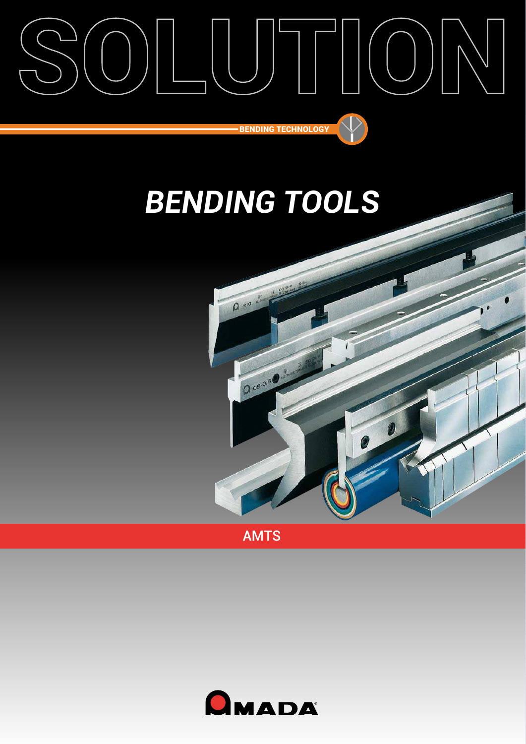# SOLUTION

BENDING TECHNOLOGY

# *BENDING TOOLS*

AMTS

AMADA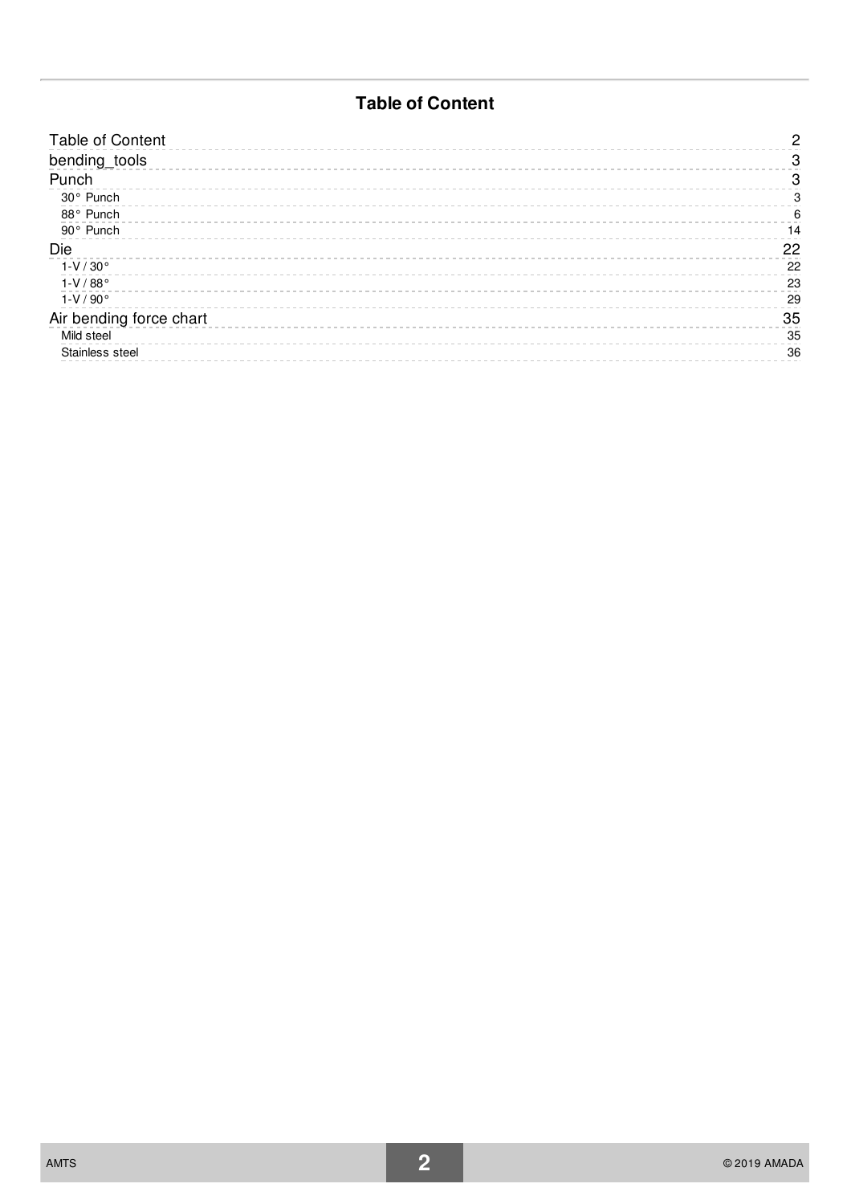# Table of Content

| | |
|---|---|
| Table of Content | 2 |
| bending_tools | 3 |
| Punch | 3 |
| 30° Punch | 3 |
| 88° Punch | 6 |
| 90° Punch | 14 |
| Die | 22 |
| 1-V / 30° | 22 |
| 1-V / 88° | 23 |
| 1-V / 90° | 29 |
| Air bending force chart | 35 |
| Mild steel | 35 |
| Stainless steel | 36 |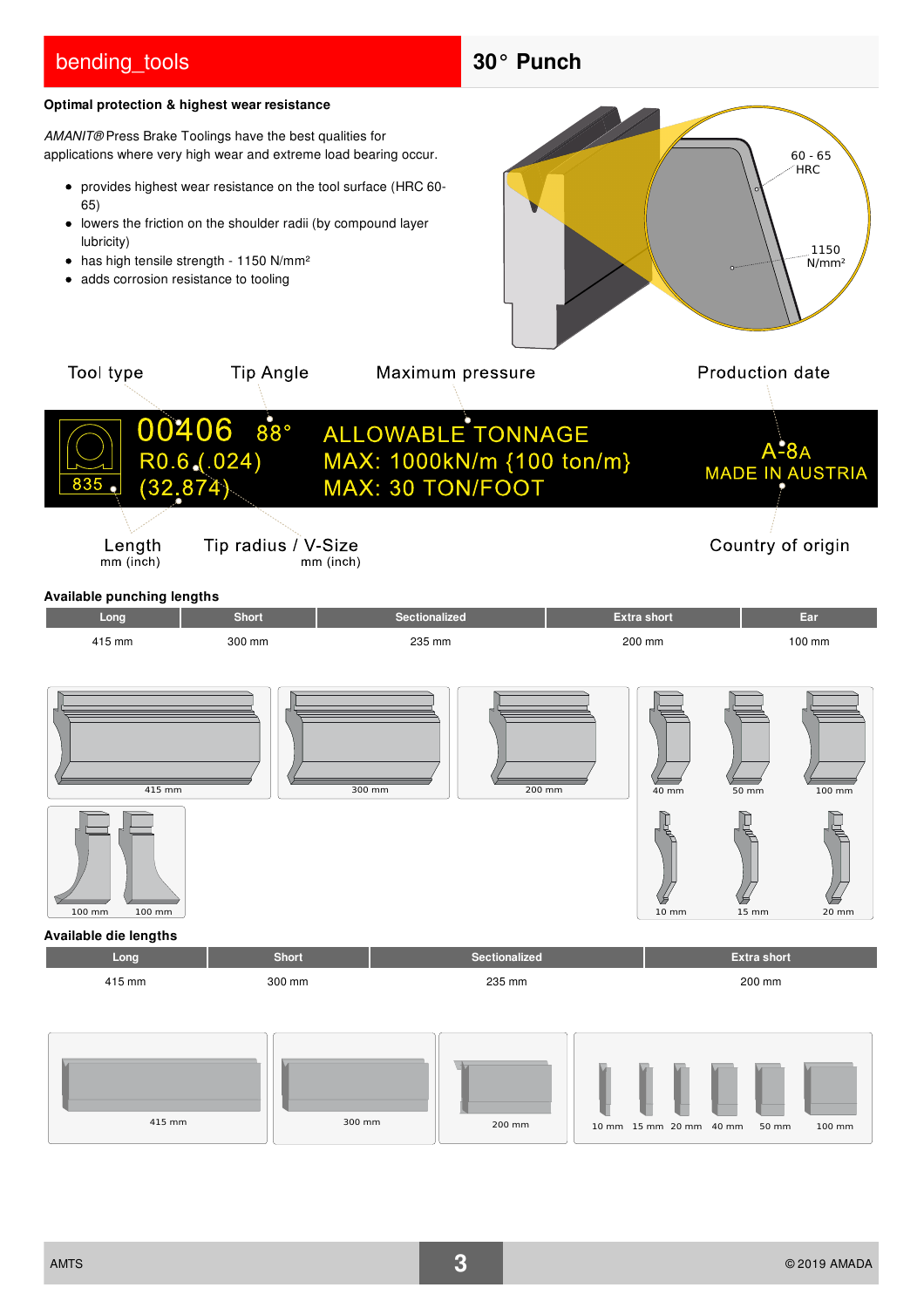# bending_tools — 30° Punch

**Optimal protection & highest wear resistance**

*AMANIT®* Press Brake Toolings have the best qualities for applications where very high wear and extreme load bearing occur.

- provides highest wear resistance on the tool surface (HRC 60-65)
- lowers the friction on the shoulder radii (by compound layer lubricity)
- has high tensile strength - 1150 N/mm²
- adds corrosion resistance to tooling

60 - 65 HRC

1150 N/mm²

Tool type | Tip Angle | Maximum pressure | Production date

00406 88° ALLOWABLE TONNAGE A-8A
R0.6 (.024) MAX: 1000kN/m {100 ton/m} MADE IN AUSTRIA
835 (32.874) MAX: 30 TON/FOOT

Length mm (inch) | Tip radius / V-Size mm (inch) | Country of origin

### Available punching lengths

| Long | Short | Sectionalized | Extra short | Ear |
|---|---|---|---|---|
| 415 mm | 300 mm | 235 mm | 200 mm | 100 mm |

415 mm | 300 mm | 200 mm | 40 mm | 50 mm | 100 mm | 100 mm | 100 mm | 10 mm | 15 mm | 20 mm

### Available die lengths

| Long | Short | Sectionalized | Extra short |
|---|---|---|---|
| 415 mm | 300 mm | 235 mm | 200 mm |

415 mm | 300 mm | 200 mm | 10 mm | 15 mm | 20 mm | 40 mm | 50 mm | 100 mm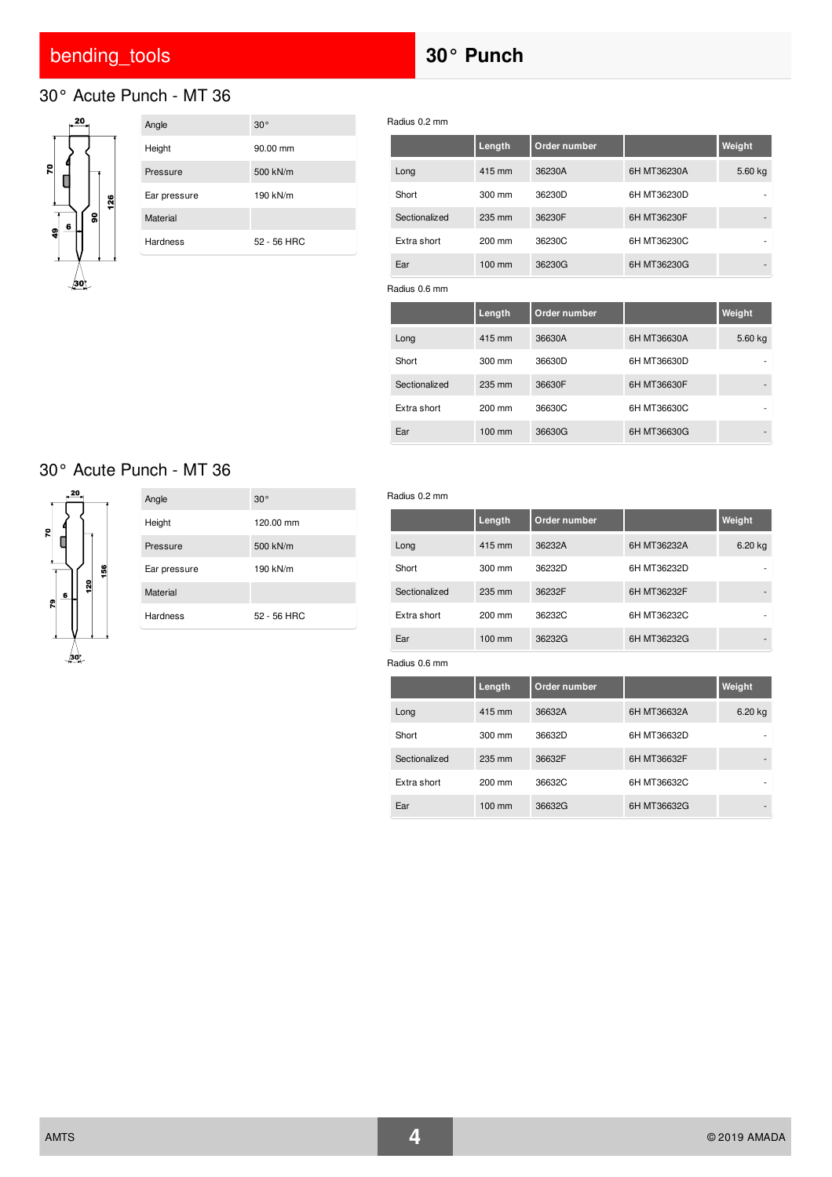## 30° Punch

### 30° Acute Punch - MT 36

| Angle | 30° |
|---|---|
| Height | 90.00 mm |
| Pressure | 500 kN/m |
| Ear pressure | 190 kN/m |
| Material | |
| Hardness | 52 - 56 HRC |

Radius 0.2 mm

| | Length | Order number | | Weight |
|---|---|---|---|---|
| Long | 415 mm | 36230A | 6H MT36230A | 5.60 kg |
| Short | 300 mm | 36230D | 6H MT36230D | - |
| Sectionalized | 235 mm | 36230F | 6H MT36230F | - |
| Extra short | 200 mm | 36230C | 6H MT36230C | - |
| Ear | 100 mm | 36230G | 6H MT36230G | - |

Radius 0.6 mm

| | Length | Order number | | Weight |
|---|---|---|---|---|
| Long | 415 mm | 36630A | 6H MT36630A | 5.60 kg |
| Short | 300 mm | 36630D | 6H MT36630D | - |
| Sectionalized | 235 mm | 36630F | 6H MT36630F | - |
| Extra short | 200 mm | 36630C | 6H MT36630C | - |
| Ear | 100 mm | 36630G | 6H MT36630G | - |

### 30° Acute Punch - MT 36

| Angle | 30° |
|---|---|
| Height | 120.00 mm |
| Pressure | 500 kN/m |
| Ear pressure | 190 kN/m |
| Material | |
| Hardness | 52 - 56 HRC |

Radius 0.2 mm

| | Length | Order number | | Weight |
|---|---|---|---|---|
| Long | 415 mm | 36232A | 6H MT36232A | 6.20 kg |
| Short | 300 mm | 36232D | 6H MT36232D | - |
| Sectionalized | 235 mm | 36232F | 6H MT36232F | - |
| Extra short | 200 mm | 36232C | 6H MT36232C | - |
| Ear | 100 mm | 36232G | 6H MT36232G | - |

Radius 0.6 mm

| | Length | Order number | | Weight |
|---|---|---|---|---|
| Long | 415 mm | 36632A | 6H MT36632A | 6.20 kg |
| Short | 300 mm | 36632D | 6H MT36632D | - |
| Sectionalized | 235 mm | 36632F | 6H MT36632F | - |
| Extra short | 200 mm | 36632C | 6H MT36632C | - |
| Ear | 100 mm | 36632G | 6H MT36632G | - |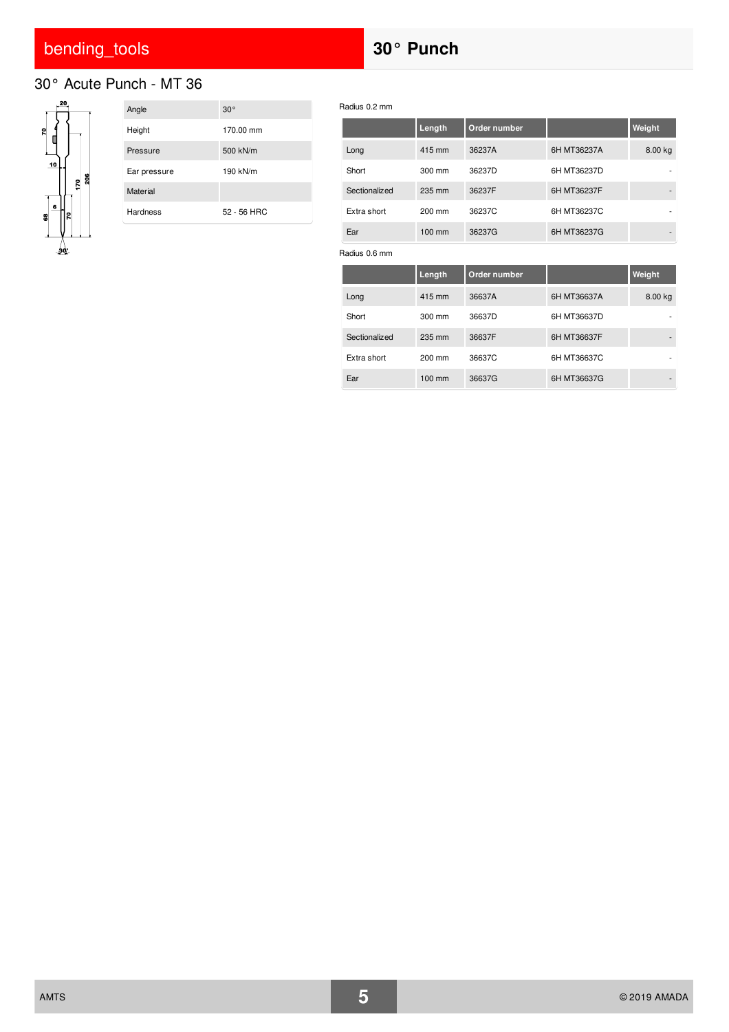# 30° Punch

## 30° Acute Punch - MT 36

| Angle | 30° |
|---|---|
| Height | 170.00 mm |
| Pressure | 500 kN/m |
| Ear pressure | 190 kN/m |
| Material | |
| Hardness | 52 - 56 HRC |

Radius 0.2 mm

| | Length | Order number | | Weight |
|---|---|---|---|---|
| Long | 415 mm | 36237A | 6H MT36237A | 8.00 kg |
| Short | 300 mm | 36237D | 6H MT36237D | - |
| Sectionalized | 235 mm | 36237F | 6H MT36237F | - |
| Extra short | 200 mm | 36237C | 6H MT36237C | - |
| Ear | 100 mm | 36237G | 6H MT36237G | - |

Radius 0.6 mm

| | Length | Order number | | Weight |
|---|---|---|---|---|
| Long | 415 mm | 36637A | 6H MT36637A | 8.00 kg |
| Short | 300 mm | 36637D | 6H MT36637D | - |
| Sectionalized | 235 mm | 36637F | 6H MT36637F | - |
| Extra short | 200 mm | 36637C | 6H MT36637C | - |
| Ear | 100 mm | 36637G | 6H MT36637G | - |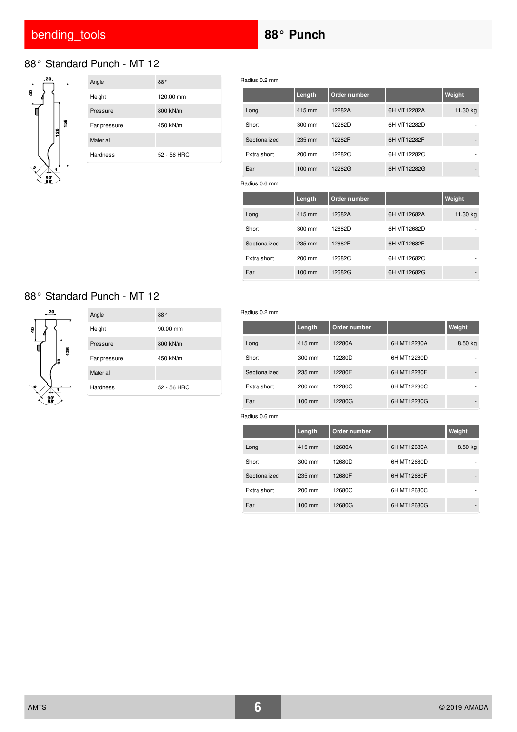# 88° Punch

## 88° Standard Punch - MT 12

| Angle | 88° |
|---|---|
| Height | 120.00 mm |
| Pressure | 800 kN/m |
| Ear pressure | 450 kN/m |
| Material | |
| Hardness | 52 - 56 HRC |

Radius 0.2 mm

| | Length | Order number | | Weight |
|---|---|---|---|---|
| Long | 415 mm | 12282A | 6H MT12282A | 11.30 kg |
| Short | 300 mm | 12282D | 6H MT12282D | - |
| Sectionalized | 235 mm | 12282F | 6H MT12282F | - |
| Extra short | 200 mm | 12282C | 6H MT12282C | - |
| Ear | 100 mm | 12282G | 6H MT12282G | - |

Radius 0.6 mm

| | Length | Order number | | Weight |
|---|---|---|---|---|
| Long | 415 mm | 12682A | 6H MT12682A | 11.30 kg |
| Short | 300 mm | 12682D | 6H MT12682D | - |
| Sectionalized | 235 mm | 12682F | 6H MT12682F | - |
| Extra short | 200 mm | 12682C | 6H MT12682C | - |
| Ear | 100 mm | 12682G | 6H MT12682G | - |

## 88° Standard Punch - MT 12

| Angle | 88° |
|---|---|
| Height | 90.00 mm |
| Pressure | 800 kN/m |
| Ear pressure | 450 kN/m |
| Material | |
| Hardness | 52 - 56 HRC |

Radius 0.2 mm

| | Length | Order number | | Weight |
|---|---|---|---|---|
| Long | 415 mm | 12280A | 6H MT12280A | 8.50 kg |
| Short | 300 mm | 12280D | 6H MT12280D | - |
| Sectionalized | 235 mm | 12280F | 6H MT12280F | - |
| Extra short | 200 mm | 12280C | 6H MT12280C | - |
| Ear | 100 mm | 12280G | 6H MT12280G | - |

Radius 0.6 mm

| | Length | Order number | | Weight |
|---|---|---|---|---|
| Long | 415 mm | 12680A | 6H MT12680A | 8.50 kg |
| Short | 300 mm | 12680D | 6H MT12680D | - |
| Sectionalized | 235 mm | 12680F | 6H MT12680F | - |
| Extra short | 200 mm | 12680C | 6H MT12680C | - |
| Ear | 100 mm | 12680G | 6H MT12680G | - |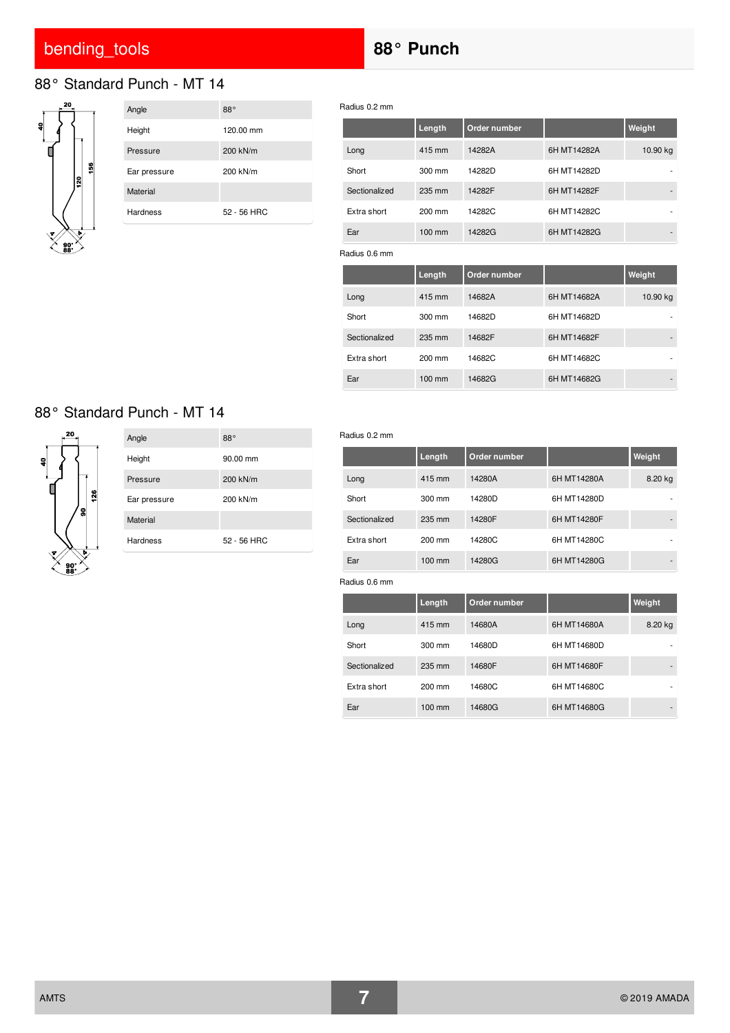# 88° Punch

## 88° Standard Punch - MT 14

| Angle | 88° |
|---|---|
| Height | 120.00 mm |
| Pressure | 200 kN/m |
| Ear pressure | 200 kN/m |
| Material | |
| Hardness | 52 - 56 HRC |

Radius 0.2 mm

| | Length | Order number | | Weight |
|---|---|---|---|---|
| Long | 415 mm | 14282A | 6H MT14282A | 10.90 kg |
| Short | 300 mm | 14282D | 6H MT14282D | - |
| Sectionalized | 235 mm | 14282F | 6H MT14282F | - |
| Extra short | 200 mm | 14282C | 6H MT14282C | - |
| Ear | 100 mm | 14282G | 6H MT14282G | - |

Radius 0.6 mm

| | Length | Order number | | Weight |
|---|---|---|---|---|
| Long | 415 mm | 14682A | 6H MT14682A | 10.90 kg |
| Short | 300 mm | 14682D | 6H MT14682D | - |
| Sectionalized | 235 mm | 14682F | 6H MT14682F | - |
| Extra short | 200 mm | 14682C | 6H MT14682C | - |
| Ear | 100 mm | 14682G | 6H MT14682G | - |

## 88° Standard Punch - MT 14

| Angle | 88° |
|---|---|
| Height | 90.00 mm |
| Pressure | 200 kN/m |
| Ear pressure | 200 kN/m |
| Material | |
| Hardness | 52 - 56 HRC |

Radius 0.2 mm

| | Length | Order number | | Weight |
|---|---|---|---|---|
| Long | 415 mm | 14280A | 6H MT14280A | 8.20 kg |
| Short | 300 mm | 14280D | 6H MT14280D | - |
| Sectionalized | 235 mm | 14280F | 6H MT14280F | - |
| Extra short | 200 mm | 14280C | 6H MT14280C | - |
| Ear | 100 mm | 14280G | 6H MT14280G | - |

Radius 0.6 mm

| | Length | Order number | | Weight |
|---|---|---|---|---|
| Long | 415 mm | 14680A | 6H MT14680A | 8.20 kg |
| Short | 300 mm | 14680D | 6H MT14680D | - |
| Sectionalized | 235 mm | 14680F | 6H MT14680F | - |
| Extra short | 200 mm | 14680C | 6H MT14680C | - |
| Ear | 100 mm | 14680G | 6H MT14680G | - |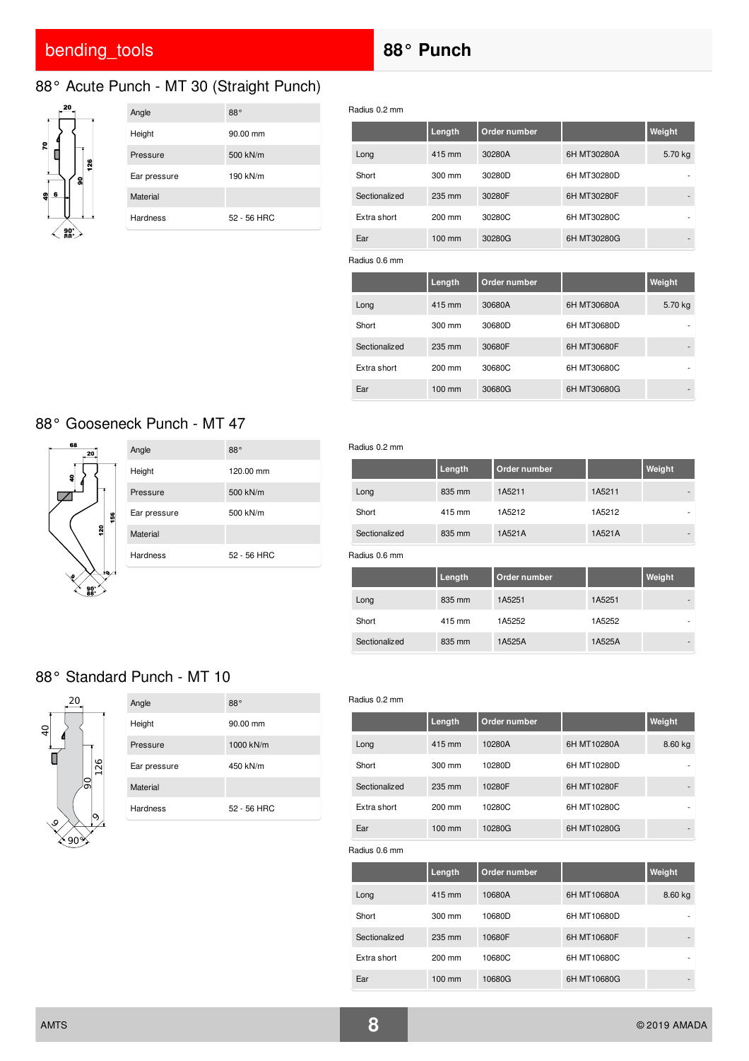# 88° Punch

## 88° Acute Punch - MT 30 (Straight Punch)

| | |
|---|---|
| Angle | 88° |
| Height | 90.00 mm |
| Pressure | 500 kN/m |
| Ear pressure | 190 kN/m |
| Material | |
| Hardness | 52 - 56 HRC |

Radius 0.2 mm

| | Length | Order number | | Weight |
|---|---|---|---|---|
| Long | 415 mm | 30280A | 6H MT30280A | 5.70 kg |
| Short | 300 mm | 30280D | 6H MT30280D | - |
| Sectionalized | 235 mm | 30280F | 6H MT30280F | - |
| Extra short | 200 mm | 30280C | 6H MT30280C | - |
| Ear | 100 mm | 30280G | 6H MT30280G | - |

Radius 0.6 mm

| | Length | Order number | | Weight |
|---|---|---|---|---|
| Long | 415 mm | 30680A | 6H MT30680A | 5.70 kg |
| Short | 300 mm | 30680D | 6H MT30680D | - |
| Sectionalized | 235 mm | 30680F | 6H MT30680F | - |
| Extra short | 200 mm | 30680C | 6H MT30680C | - |
| Ear | 100 mm | 30680G | 6H MT30680G | - |

## 88° Gooseneck Punch - MT 47

| | |
|---|---|
| Angle | 88° |
| Height | 120.00 mm |
| Pressure | 500 kN/m |
| Ear pressure | 500 kN/m |
| Material | |
| Hardness | 52 - 56 HRC |

Radius 0.2 mm

| | Length | Order number | | Weight |
|---|---|---|---|---|
| Long | 835 mm | 1A5211 | 1A5211 | - |
| Short | 415 mm | 1A5212 | 1A5212 | - |
| Sectionalized | 835 mm | 1A521A | 1A521A | - |

Radius 0.6 mm

| | Length | Order number | | Weight |
|---|---|---|---|---|
| Long | 835 mm | 1A5251 | 1A5251 | - |
| Short | 415 mm | 1A5252 | 1A5252 | - |
| Sectionalized | 835 mm | 1A525A | 1A525A | - |

## 88° Standard Punch - MT 10

| | |
|---|---|
| Angle | 88° |
| Height | 90.00 mm |
| Pressure | 1000 kN/m |
| Ear pressure | 450 kN/m |
| Material | |
| Hardness | 52 - 56 HRC |

Radius 0.2 mm

| | Length | Order number | | Weight |
|---|---|---|---|---|
| Long | 415 mm | 10280A | 6H MT10280A | 8.60 kg |
| Short | 300 mm | 10280D | 6H MT10280D | - |
| Sectionalized | 235 mm | 10280F | 6H MT10280F | - |
| Extra short | 200 mm | 10280C | 6H MT10280C | - |
| Ear | 100 mm | 10280G | 6H MT10280G | - |

Radius 0.6 mm

| | Length | Order number | | Weight |
|---|---|---|---|---|
| Long | 415 mm | 10680A | 6H MT10680A | 8.60 kg |
| Short | 300 mm | 10680D | 6H MT10680D | - |
| Sectionalized | 235 mm | 10680F | 6H MT10680F | - |
| Extra short | 200 mm | 10680C | 6H MT10680C | - |
| Ear | 100 mm | 10680G | 6H MT10680G | - |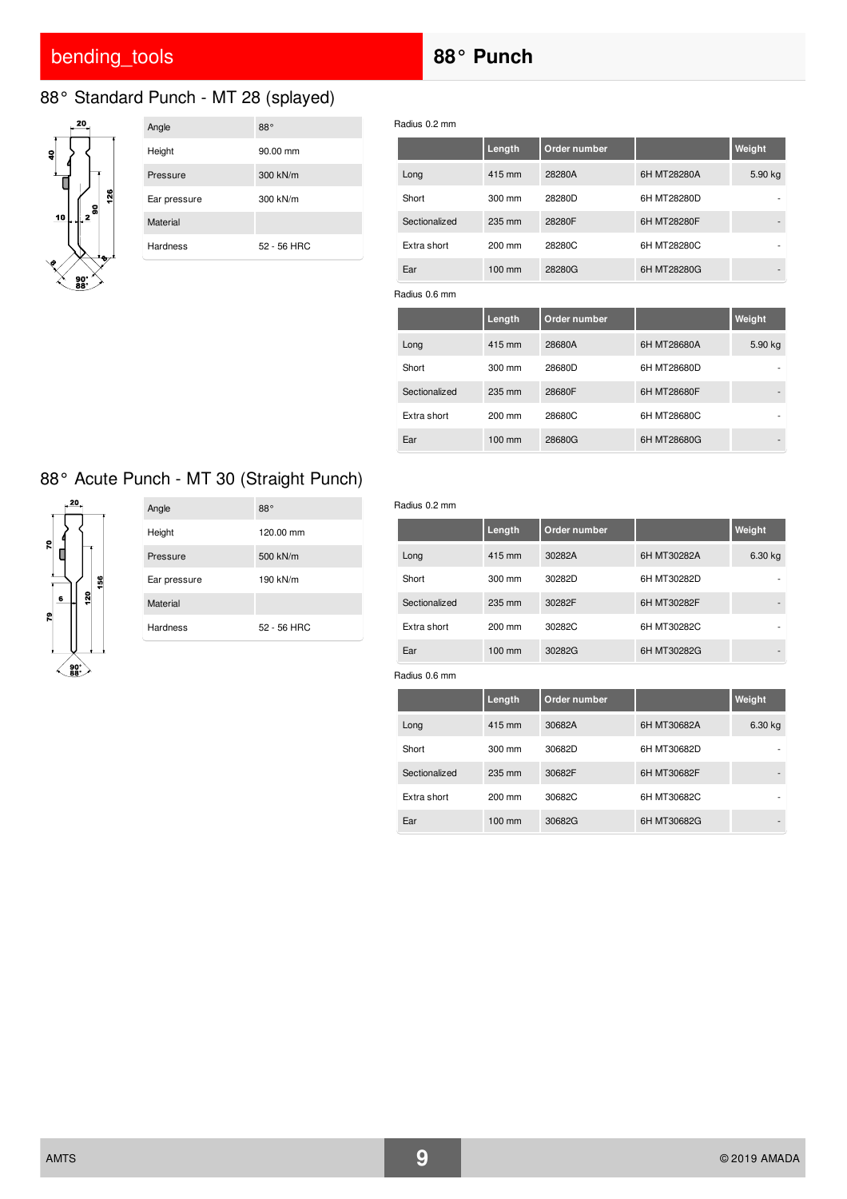# 88° Punch

## 88° Standard Punch - MT 28 (splayed)

| Angle | 88° |
|---|---|
| Height | 90.00 mm |
| Pressure | 300 kN/m |
| Ear pressure | 300 kN/m |
| Material | |
| Hardness | 52 - 56 HRC |

Radius 0.2 mm

| | Length | Order number | | Weight |
|---|---|---|---|---|
| Long | 415 mm | 28280A | 6H MT28280A | 5.90 kg |
| Short | 300 mm | 28280D | 6H MT28280D | - |
| Sectionalized | 235 mm | 28280F | 6H MT28280F | - |
| Extra short | 200 mm | 28280C | 6H MT28280C | - |
| Ear | 100 mm | 28280G | 6H MT28280G | - |

Radius 0.6 mm

| | Length | Order number | | Weight |
|---|---|---|---|---|
| Long | 415 mm | 28680A | 6H MT28680A | 5.90 kg |
| Short | 300 mm | 28680D | 6H MT28680D | - |
| Sectionalized | 235 mm | 28680F | 6H MT28680F | - |
| Extra short | 200 mm | 28680C | 6H MT28680C | - |
| Ear | 100 mm | 28680G | 6H MT28680G | - |

## 88° Acute Punch - MT 30 (Straight Punch)

| Angle | 88° |
|---|---|
| Height | 120.00 mm |
| Pressure | 500 kN/m |
| Ear pressure | 190 kN/m |
| Material | |
| Hardness | 52 - 56 HRC |

Radius 0.2 mm

| | Length | Order number | | Weight |
|---|---|---|---|---|
| Long | 415 mm | 30282A | 6H MT30282A | 6.30 kg |
| Short | 300 mm | 30282D | 6H MT30282D | - |
| Sectionalized | 235 mm | 30282F | 6H MT30282F | - |
| Extra short | 200 mm | 30282C | 6H MT30282C | - |
| Ear | 100 mm | 30282G | 6H MT30282G | - |

Radius 0.6 mm

| | Length | Order number | | Weight |
|---|---|---|---|---|
| Long | 415 mm | 30682A | 6H MT30682A | 6.30 kg |
| Short | 300 mm | 30682D | 6H MT30682D | - |
| Sectionalized | 235 mm | 30682F | 6H MT30682F | - |
| Extra short | 200 mm | 30682C | 6H MT30682C | - |
| Ear | 100 mm | 30682G | 6H MT30682G | - |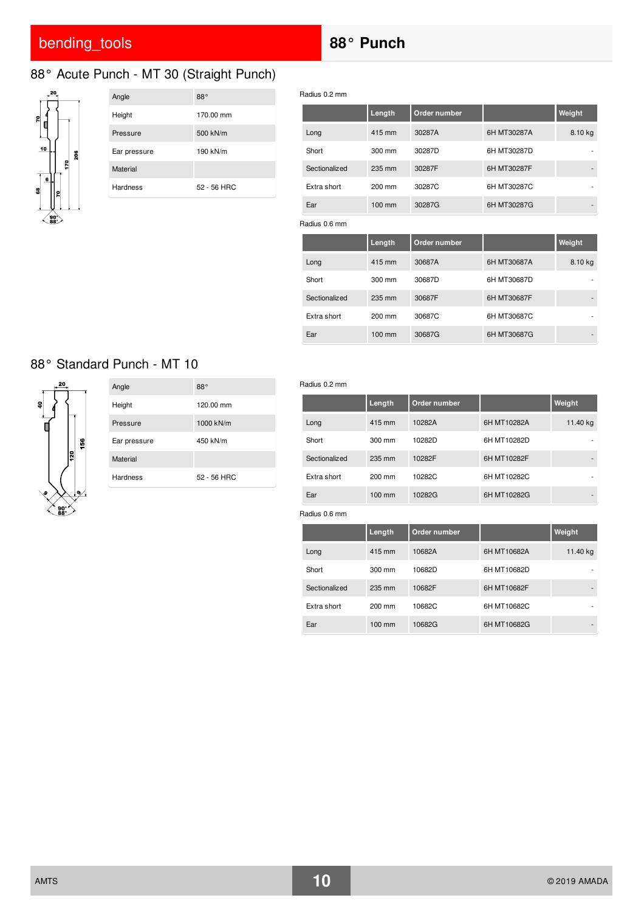# 88° Punch

## 88° Acute Punch - MT 30 (Straight Punch)

| Angle | 88° |
|---|---|
| Height | 170.00 mm |
| Pressure | 500 kN/m |
| Ear pressure | 190 kN/m |
| Material | |
| Hardness | 52 - 56 HRC |

Radius 0.2 mm

| | Length | Order number | | Weight |
|---|---|---|---|---|
| Long | 415 mm | 30287A | 6H MT30287A | 8.10 kg |
| Short | 300 mm | 30287D | 6H MT30287D | - |
| Sectionalized | 235 mm | 30287F | 6H MT30287F | - |
| Extra short | 200 mm | 30287C | 6H MT30287C | - |
| Ear | 100 mm | 30287G | 6H MT30287G | - |

Radius 0.6 mm

| | Length | Order number | | Weight |
|---|---|---|---|---|
| Long | 415 mm | 30687A | 6H MT30687A | 8.10 kg |
| Short | 300 mm | 30687D | 6H MT30687D | - |
| Sectionalized | 235 mm | 30687F | 6H MT30687F | - |
| Extra short | 200 mm | 30687C | 6H MT30687C | - |
| Ear | 100 mm | 30687G | 6H MT30687G | - |

## 88° Standard Punch - MT 10

| Angle | 88° |
|---|---|
| Height | 120.00 mm |
| Pressure | 1000 kN/m |
| Ear pressure | 450 kN/m |
| Material | |
| Hardness | 52 - 56 HRC |

Radius 0.2 mm

| | Length | Order number | | Weight |
|---|---|---|---|---|
| Long | 415 mm | 10282A | 6H MT10282A | 11.40 kg |
| Short | 300 mm | 10282D | 6H MT10282D | - |
| Sectionalized | 235 mm | 10282F | 6H MT10282F | - |
| Extra short | 200 mm | 10282C | 6H MT10282C | - |
| Ear | 100 mm | 10282G | 6H MT10282G | - |

Radius 0.6 mm

| | Length | Order number | | Weight |
|---|---|---|---|---|
| Long | 415 mm | 10682A | 6H MT10682A | 11.40 kg |
| Short | 300 mm | 10682D | 6H MT10682D | - |
| Sectionalized | 235 mm | 10682F | 6H MT10682F | - |
| Extra short | 200 mm | 10682C | 6H MT10682C | - |
| Ear | 100 mm | 10682G | 6H MT10682G | - |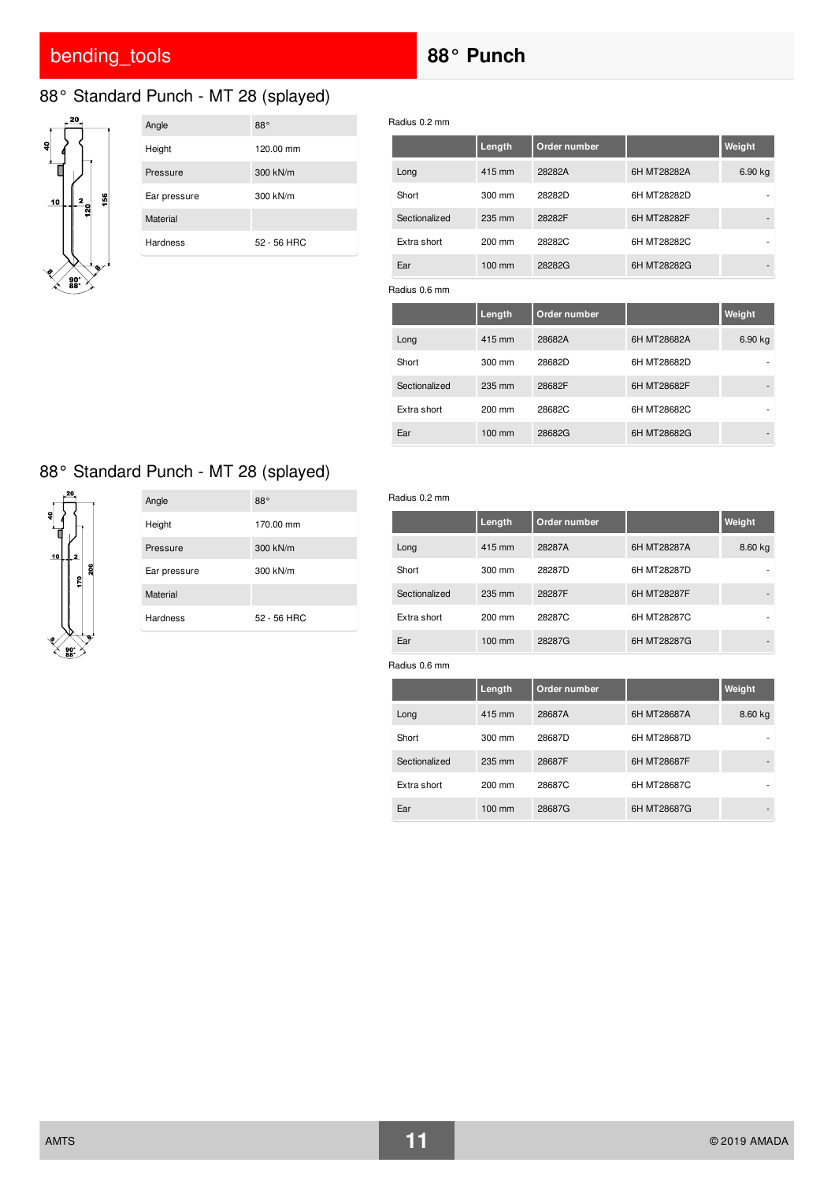# 88° Punch

## 88° Standard Punch - MT 28 (splayed)

| Angle | 88° |
|---|---|
| Height | 120.00 mm |
| Pressure | 300 kN/m |
| Ear pressure | 300 kN/m |
| Material | |
| Hardness | 52 - 56 HRC |

Radius 0.2 mm

| | Length | Order number | | Weight |
|---|---|---|---|---|
| Long | 415 mm | 28282A | 6H MT28282A | 6.90 kg |
| Short | 300 mm | 28282D | 6H MT28282D | - |
| Sectionalized | 235 mm | 28282F | 6H MT28282F | - |
| Extra short | 200 mm | 28282C | 6H MT28282C | - |
| Ear | 100 mm | 28282G | 6H MT28282G | - |

Radius 0.6 mm

| | Length | Order number | | Weight |
|---|---|---|---|---|
| Long | 415 mm | 28682A | 6H MT28682A | 6.90 kg |
| Short | 300 mm | 28682D | 6H MT28682D | - |
| Sectionalized | 235 mm | 28682F | 6H MT28682F | - |
| Extra short | 200 mm | 28682C | 6H MT28682C | - |
| Ear | 100 mm | 28682G | 6H MT28682G | - |

## 88° Standard Punch - MT 28 (splayed)

| Angle | 88° |
|---|---|
| Height | 170.00 mm |
| Pressure | 300 kN/m |
| Ear pressure | 300 kN/m |
| Material | |
| Hardness | 52 - 56 HRC |

Radius 0.2 mm

| | Length | Order number | | Weight |
|---|---|---|---|---|
| Long | 415 mm | 28287A | 6H MT28287A | 8.60 kg |
| Short | 300 mm | 28287D | 6H MT28287D | - |
| Sectionalized | 235 mm | 28287F | 6H MT28287F | - |
| Extra short | 200 mm | 28287C | 6H MT28287C | - |
| Ear | 100 mm | 28287G | 6H MT28287G | - |

Radius 0.6 mm

| | Length | Order number | | Weight |
|---|---|---|---|---|
| Long | 415 mm | 28687A | 6H MT28687A | 8.60 kg |
| Short | 300 mm | 28687D | 6H MT28687D | - |
| Sectionalized | 235 mm | 28687F | 6H MT28687F | - |
| Extra short | 200 mm | 28687C | 6H MT28687C | - |
| Ear | 100 mm | 28687G | 6H MT28687G | - |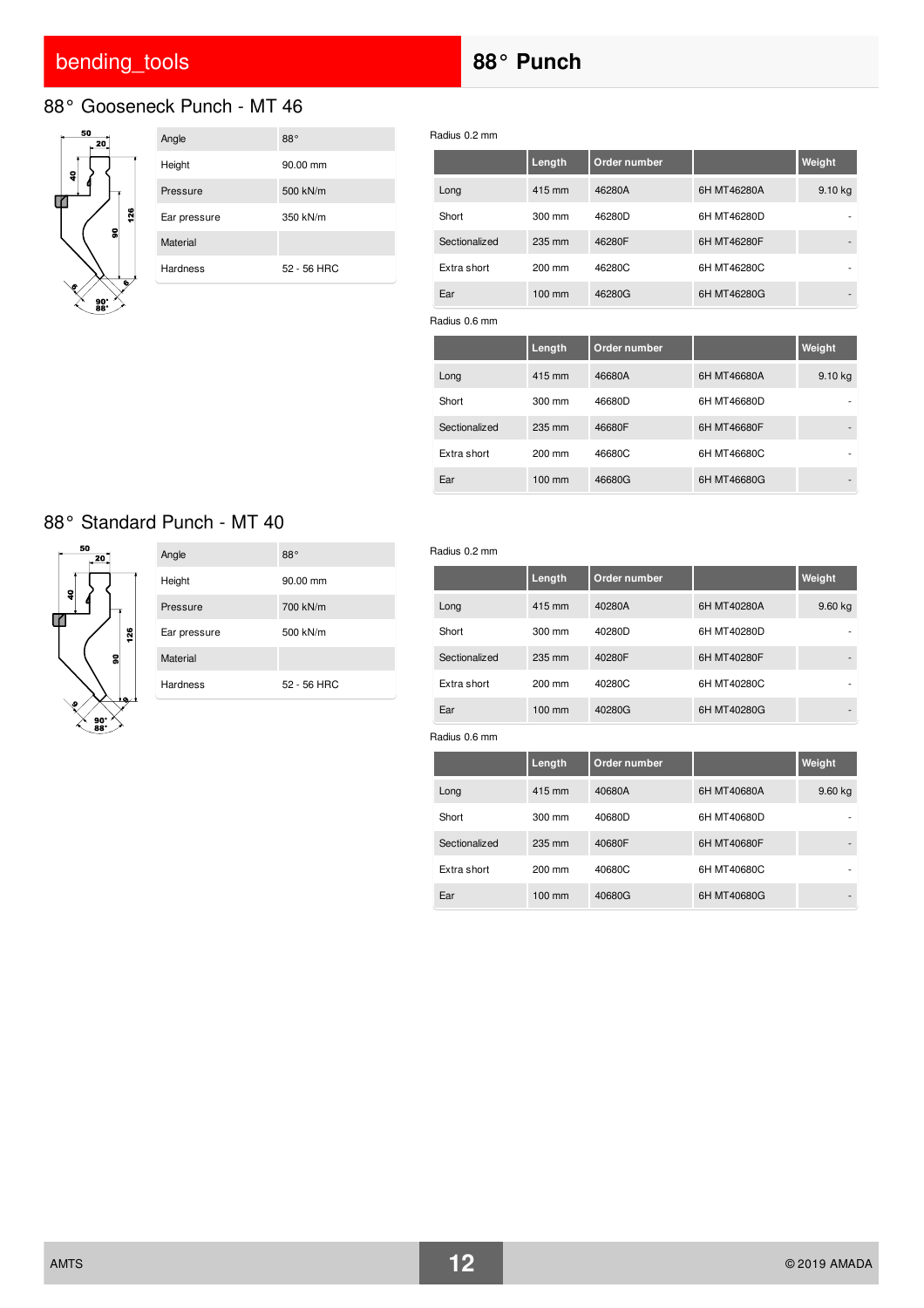# 88° Punch

## 88° Gooseneck Punch - MT 46

| Angle | 88° |
|---|---|
| Height | 90.00 mm |
| Pressure | 500 kN/m |
| Ear pressure | 350 kN/m |
| Material | |
| Hardness | 52 - 56 HRC |

Radius 0.2 mm

| | Length | Order number | | Weight |
|---|---|---|---|---|
| Long | 415 mm | 46280A | 6H MT46280A | 9.10 kg |
| Short | 300 mm | 46280D | 6H MT46280D | - |
| Sectionalized | 235 mm | 46280F | 6H MT46280F | - |
| Extra short | 200 mm | 46280C | 6H MT46280C | - |
| Ear | 100 mm | 46280G | 6H MT46280G | - |

Radius 0.6 mm

| | Length | Order number | | Weight |
|---|---|---|---|---|
| Long | 415 mm | 46680A | 6H MT46680A | 9.10 kg |
| Short | 300 mm | 46680D | 6H MT46680D | - |
| Sectionalized | 235 mm | 46680F | 6H MT46680F | - |
| Extra short | 200 mm | 46680C | 6H MT46680C | - |
| Ear | 100 mm | 46680G | 6H MT46680G | - |

## 88° Standard Punch - MT 40

| Angle | 88° |
|---|---|
| Height | 90.00 mm |
| Pressure | 700 kN/m |
| Ear pressure | 500 kN/m |
| Material | |
| Hardness | 52 - 56 HRC |

Radius 0.2 mm

| | Length | Order number | | Weight |
|---|---|---|---|---|
| Long | 415 mm | 40280A | 6H MT40280A | 9.60 kg |
| Short | 300 mm | 40280D | 6H MT40280D | - |
| Sectionalized | 235 mm | 40280F | 6H MT40280F | - |
| Extra short | 200 mm | 40280C | 6H MT40280C | - |
| Ear | 100 mm | 40280G | 6H MT40280G | - |

Radius 0.6 mm

| | Length | Order number | | Weight |
|---|---|---|---|---|
| Long | 415 mm | 40680A | 6H MT40680A | 9.60 kg |
| Short | 300 mm | 40680D | 6H MT40680D | - |
| Sectionalized | 235 mm | 40680F | 6H MT40680F | - |
| Extra short | 200 mm | 40680C | 6H MT40680C | - |
| Ear | 100 mm | 40680G | 6H MT40680G | - |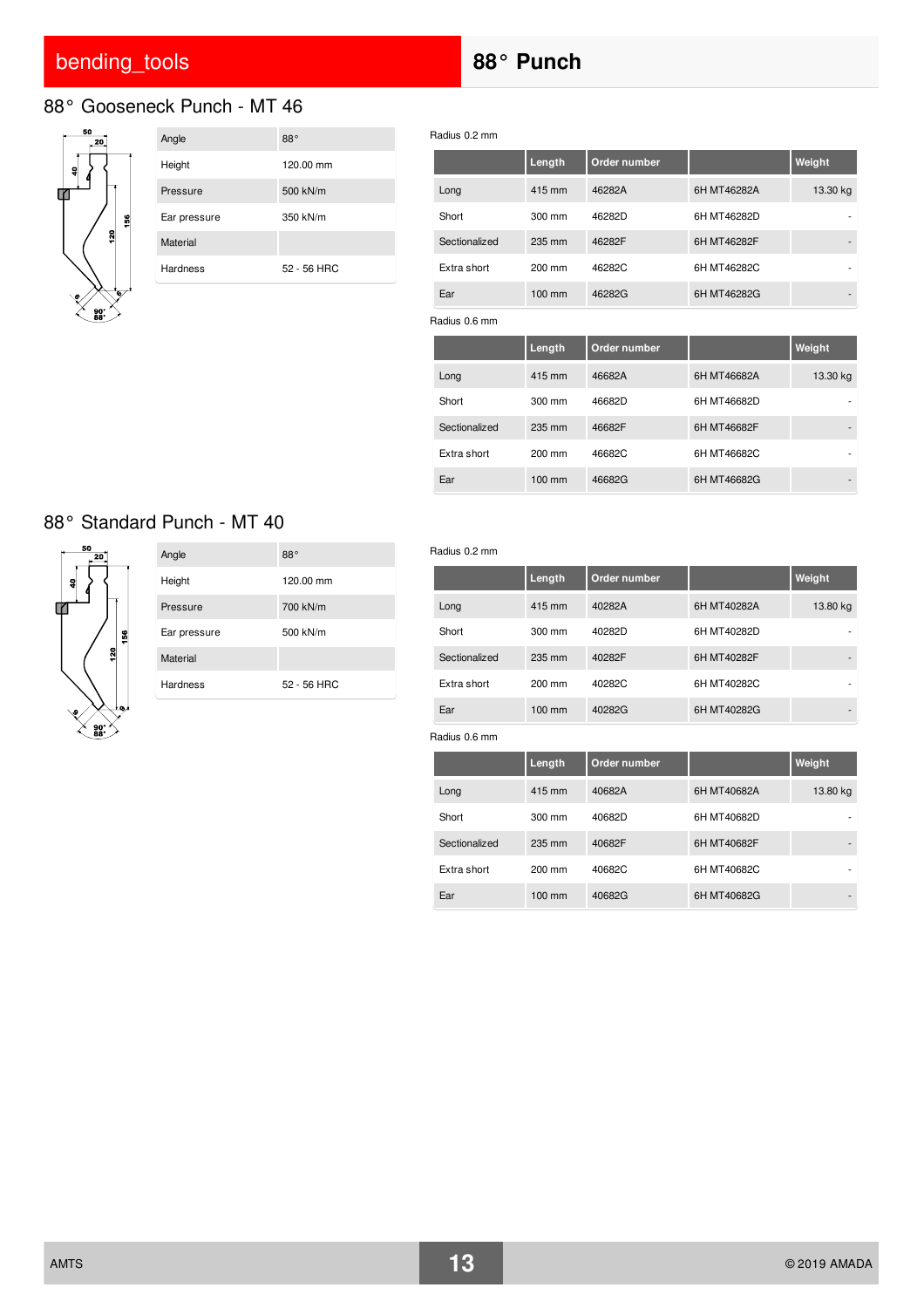# 88° Punch

## 88° Gooseneck Punch - MT 46

| Angle | 88° |
|---|---|
| Height | 120.00 mm |
| Pressure | 500 kN/m |
| Ear pressure | 350 kN/m |
| Material | |
| Hardness | 52 - 56 HRC |

Radius 0.2 mm

| | Length | Order number | | Weight |
|---|---|---|---|---|
| Long | 415 mm | 46282A | 6H MT46282A | 13.30 kg |
| Short | 300 mm | 46282D | 6H MT46282D | - |
| Sectionalized | 235 mm | 46282F | 6H MT46282F | - |
| Extra short | 200 mm | 46282C | 6H MT46282C | - |
| Ear | 100 mm | 46282G | 6H MT46282G | - |

Radius 0.6 mm

| | Length | Order number | | Weight |
|---|---|---|---|---|
| Long | 415 mm | 46682A | 6H MT46682A | 13.30 kg |
| Short | 300 mm | 46682D | 6H MT46682D | - |
| Sectionalized | 235 mm | 46682F | 6H MT46682F | - |
| Extra short | 200 mm | 46682C | 6H MT46682C | - |
| Ear | 100 mm | 46682G | 6H MT46682G | - |

## 88° Standard Punch - MT 40

| Angle | 88° |
|---|---|
| Height | 120.00 mm |
| Pressure | 700 kN/m |
| Ear pressure | 500 kN/m |
| Material | |
| Hardness | 52 - 56 HRC |

Radius 0.2 mm

| | Length | Order number | | Weight |
|---|---|---|---|---|
| Long | 415 mm | 40282A | 6H MT40282A | 13.80 kg |
| Short | 300 mm | 40282D | 6H MT40282D | - |
| Sectionalized | 235 mm | 40282F | 6H MT40282F | - |
| Extra short | 200 mm | 40282C | 6H MT40282C | - |
| Ear | 100 mm | 40282G | 6H MT40282G | - |

Radius 0.6 mm

| | Length | Order number | | Weight |
|---|---|---|---|---|
| Long | 415 mm | 40682A | 6H MT40682A | 13.80 kg |
| Short | 300 mm | 40682D | 6H MT40682D | - |
| Sectionalized | 235 mm | 40682F | 6H MT40682F | - |
| Extra short | 200 mm | 40682C | 6H MT40682C | - |
| Ear | 100 mm | 40682G | 6H MT40682G | - |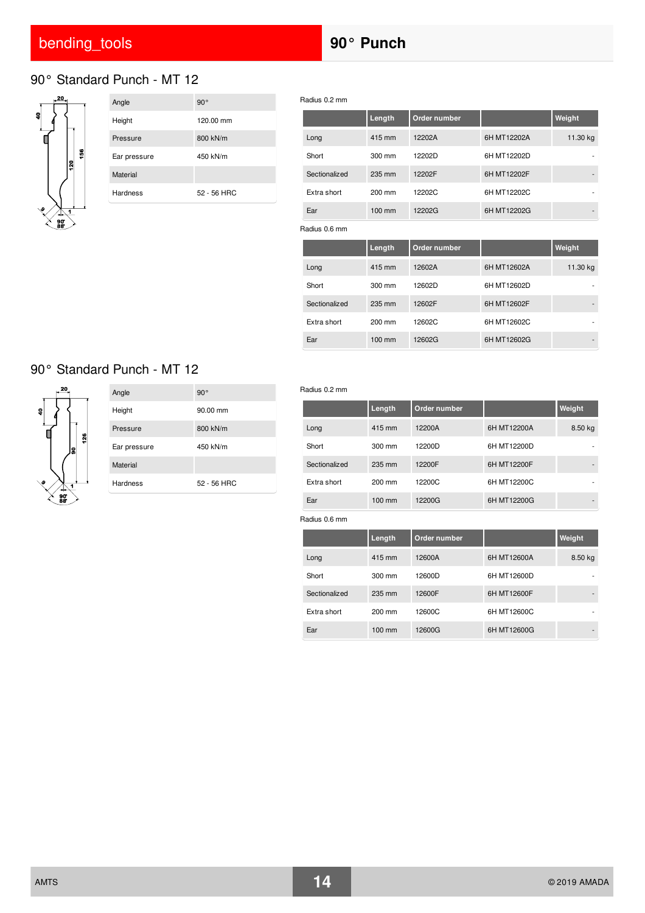## 90° Punch

### 90° Standard Punch - MT 12

| Angle | 90° |
|---|---|
| Height | 120.00 mm |
| Pressure | 800 kN/m |
| Ear pressure | 450 kN/m |
| Material | |
| Hardness | 52 - 56 HRC |

Radius 0.2 mm

| | Length | Order number | | Weight |
|---|---|---|---|---|
| Long | 415 mm | 12202A | 6H MT12202A | 11.30 kg |
| Short | 300 mm | 12202D | 6H MT12202D | - |
| Sectionalized | 235 mm | 12202F | 6H MT12202F | - |
| Extra short | 200 mm | 12202C | 6H MT12202C | - |
| Ear | 100 mm | 12202G | 6H MT12202G | - |

Radius 0.6 mm

| | Length | Order number | | Weight |
|---|---|---|---|---|
| Long | 415 mm | 12602A | 6H MT12602A | 11.30 kg |
| Short | 300 mm | 12602D | 6H MT12602D | - |
| Sectionalized | 235 mm | 12602F | 6H MT12602F | - |
| Extra short | 200 mm | 12602C | 6H MT12602C | - |
| Ear | 100 mm | 12602G | 6H MT12602G | - |

### 90° Standard Punch - MT 12

| Angle | 90° |
|---|---|
| Height | 90.00 mm |
| Pressure | 800 kN/m |
| Ear pressure | 450 kN/m |
| Material | |
| Hardness | 52 - 56 HRC |

Radius 0.2 mm

| | Length | Order number | | Weight |
|---|---|---|---|---|
| Long | 415 mm | 12200A | 6H MT12200A | 8.50 kg |
| Short | 300 mm | 12200D | 6H MT12200D | - |
| Sectionalized | 235 mm | 12200F | 6H MT12200F | - |
| Extra short | 200 mm | 12200C | 6H MT12200C | - |
| Ear | 100 mm | 12200G | 6H MT12200G | - |

Radius 0.6 mm

| | Length | Order number | | Weight |
|---|---|---|---|---|
| Long | 415 mm | 12600A | 6H MT12600A | 8.50 kg |
| Short | 300 mm | 12600D | 6H MT12600D | - |
| Sectionalized | 235 mm | 12600F | 6H MT12600F | - |
| Extra short | 200 mm | 12600C | 6H MT12600C | - |
| Ear | 100 mm | 12600G | 6H MT12600G | - |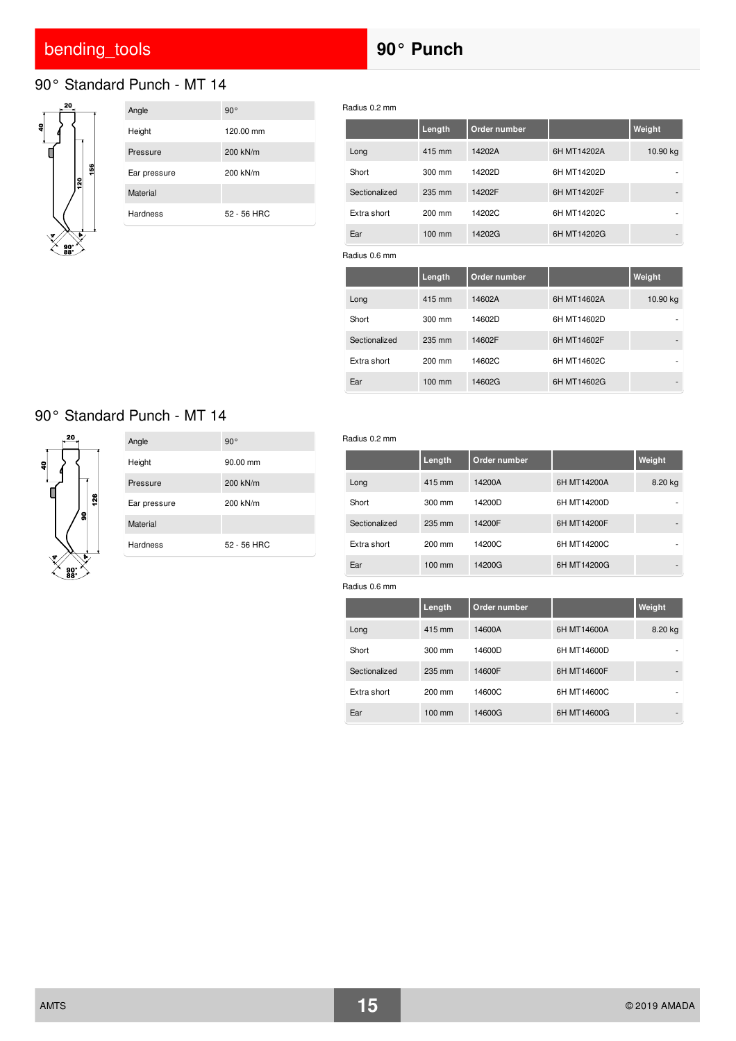# 90° Punch

## 90° Standard Punch - MT 14

| Angle | 90° |
|---|---|
| Height | 120.00 mm |
| Pressure | 200 kN/m |
| Ear pressure | 200 kN/m |
| Material | |
| Hardness | 52 - 56 HRC |

Radius 0.2 mm

| | Length | Order number | | Weight |
|---|---|---|---|---|
| Long | 415 mm | 14202A | 6H MT14202A | 10.90 kg |
| Short | 300 mm | 14202D | 6H MT14202D | - |
| Sectionalized | 235 mm | 14202F | 6H MT14202F | - |
| Extra short | 200 mm | 14202C | 6H MT14202C | - |
| Ear | 100 mm | 14202G | 6H MT14202G | - |

Radius 0.6 mm

| | Length | Order number | | Weight |
|---|---|---|---|---|
| Long | 415 mm | 14602A | 6H MT14602A | 10.90 kg |
| Short | 300 mm | 14602D | 6H MT14602D | - |
| Sectionalized | 235 mm | 14602F | 6H MT14602F | - |
| Extra short | 200 mm | 14602C | 6H MT14602C | - |
| Ear | 100 mm | 14602G | 6H MT14602G | - |

## 90° Standard Punch - MT 14

| Angle | 90° |
|---|---|
| Height | 90.00 mm |
| Pressure | 200 kN/m |
| Ear pressure | 200 kN/m |
| Material | |
| Hardness | 52 - 56 HRC |

Radius 0.2 mm

| | Length | Order number | | Weight |
|---|---|---|---|---|
| Long | 415 mm | 14200A | 6H MT14200A | 8.20 kg |
| Short | 300 mm | 14200D | 6H MT14200D | - |
| Sectionalized | 235 mm | 14200F | 6H MT14200F | - |
| Extra short | 200 mm | 14200C | 6H MT14200C | - |
| Ear | 100 mm | 14200G | 6H MT14200G | - |

Radius 0.6 mm

| | Length | Order number | | Weight |
|---|---|---|---|---|
| Long | 415 mm | 14600A | 6H MT14600A | 8.20 kg |
| Short | 300 mm | 14600D | 6H MT14600D | - |
| Sectionalized | 235 mm | 14600F | 6H MT14600F | - |
| Extra short | 200 mm | 14600C | 6H MT14600C | - |
| Ear | 100 mm | 14600G | 6H MT14600G | - |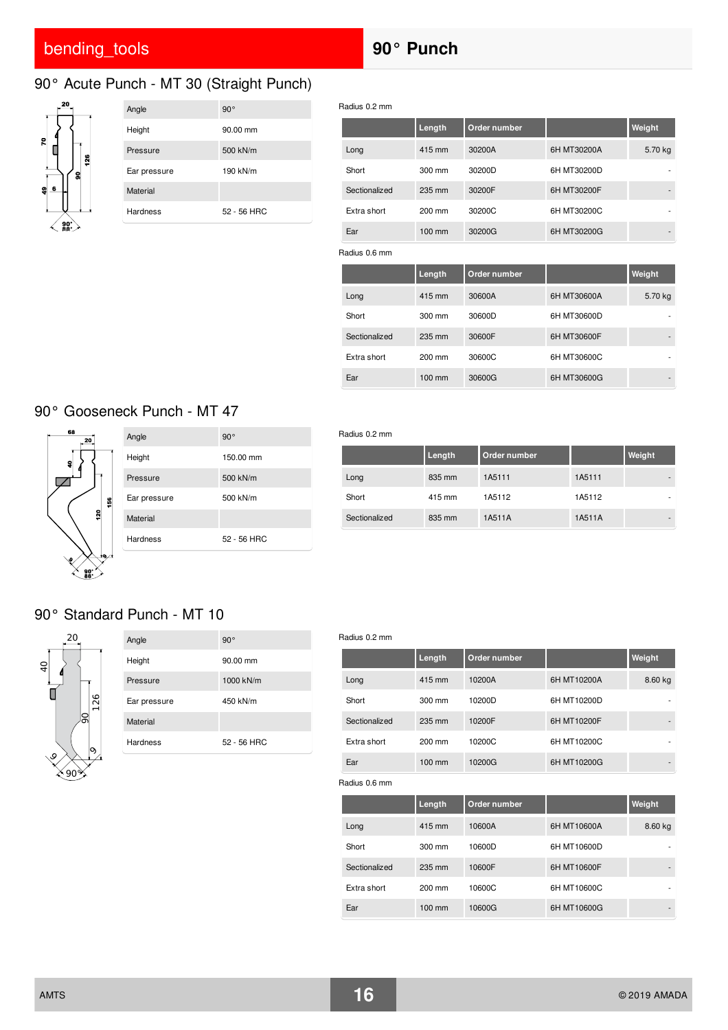# 90° Punch

## 90° Acute Punch - MT 30 (Straight Punch)

| | |
|---|---|
| Angle | 90° |
| Height | 90.00 mm |
| Pressure | 500 kN/m |
| Ear pressure | 190 kN/m |
| Material | |
| Hardness | 52 - 56 HRC |

Radius 0.2 mm

| | Length | Order number | | Weight |
|---|---|---|---|---|
| Long | 415 mm | 30200A | 6H MT30200A | 5.70 kg |
| Short | 300 mm | 30200D | 6H MT30200D | - |
| Sectionalized | 235 mm | 30200F | 6H MT30200F | - |
| Extra short | 200 mm | 30200C | 6H MT30200C | - |
| Ear | 100 mm | 30200G | 6H MT30200G | - |

Radius 0.6 mm

| | Length | Order number | | Weight |
|---|---|---|---|---|
| Long | 415 mm | 30600A | 6H MT30600A | 5.70 kg |
| Short | 300 mm | 30600D | 6H MT30600D | - |
| Sectionalized | 235 mm | 30600F | 6H MT30600F | - |
| Extra short | 200 mm | 30600C | 6H MT30600C | - |
| Ear | 100 mm | 30600G | 6H MT30600G | - |

## 90° Gooseneck Punch - MT 47

| | |
|---|---|
| Angle | 90° |
| Height | 150.00 mm |
| Pressure | 500 kN/m |
| Ear pressure | 500 kN/m |
| Material | |
| Hardness | 52 - 56 HRC |

Radius 0.2 mm

| | Length | Order number | | Weight |
|---|---|---|---|---|
| Long | 835 mm | 1A5111 | 1A5111 | - |
| Short | 415 mm | 1A5112 | 1A5112 | - |
| Sectionalized | 835 mm | 1A511A | 1A511A | - |

## 90° Standard Punch - MT 10

| | |
|---|---|
| Angle | 90° |
| Height | 90.00 mm |
| Pressure | 1000 kN/m |
| Ear pressure | 450 kN/m |
| Material | |
| Hardness | 52 - 56 HRC |

Radius 0.2 mm

| | Length | Order number | | Weight |
|---|---|---|---|---|
| Long | 415 mm | 10200A | 6H MT10200A | 8.60 kg |
| Short | 300 mm | 10200D | 6H MT10200D | - |
| Sectionalized | 235 mm | 10200F | 6H MT10200F | - |
| Extra short | 200 mm | 10200C | 6H MT10200C | - |
| Ear | 100 mm | 10200G | 6H MT10200G | - |

Radius 0.6 mm

| | Length | Order number | | Weight |
|---|---|---|---|---|
| Long | 415 mm | 10600A | 6H MT10600A | 8.60 kg |
| Short | 300 mm | 10600D | 6H MT10600D | - |
| Sectionalized | 235 mm | 10600F | 6H MT10600F | - |
| Extra short | 200 mm | 10600C | 6H MT10600C | - |
| Ear | 100 mm | 10600G | 6H MT10600G | - |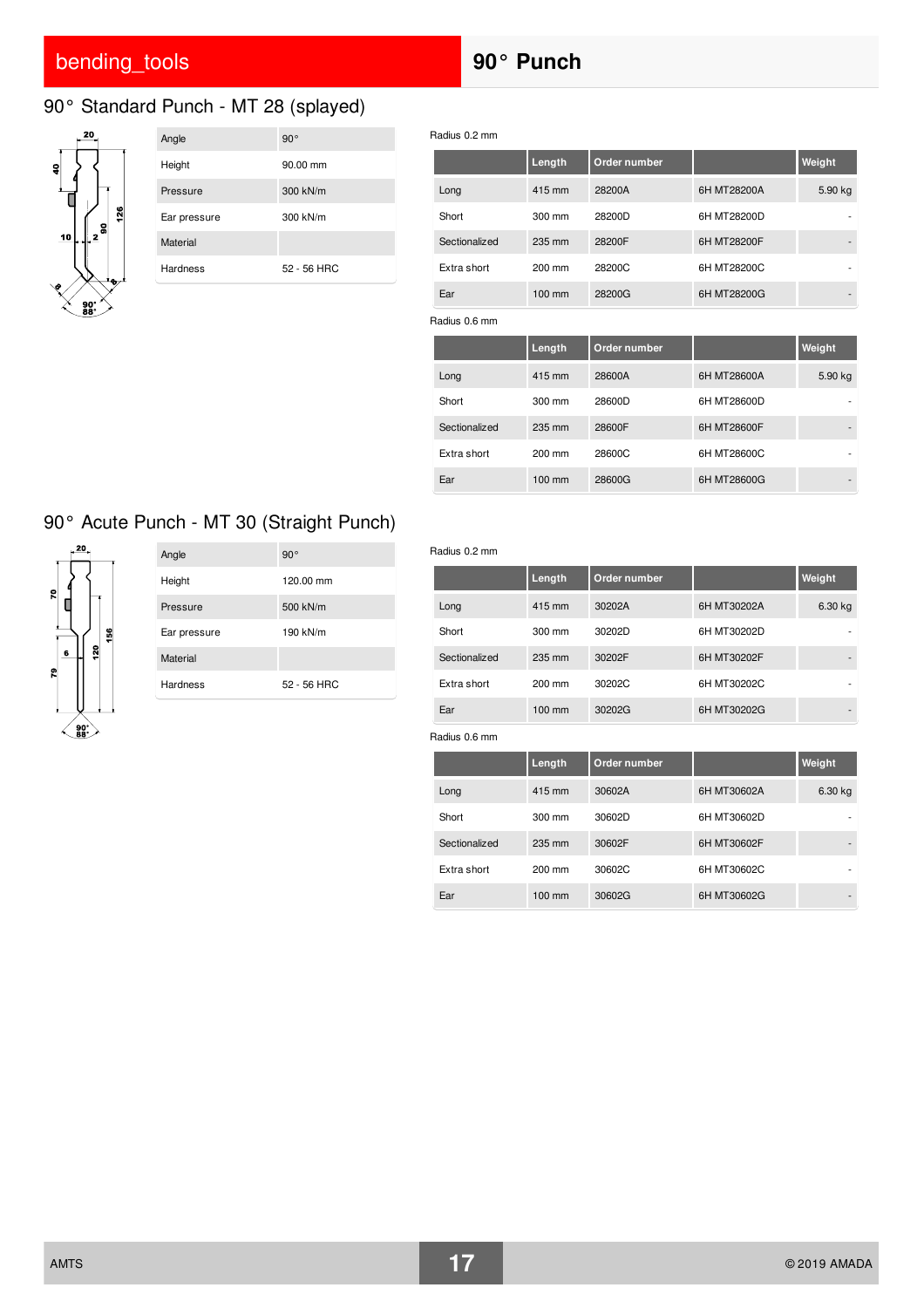# 90° Punch

## 90° Standard Punch - MT 28 (splayed)

| Angle | 90° |
|---|---|
| Height | 90.00 mm |
| Pressure | 300 kN/m |
| Ear pressure | 300 kN/m |
| Material | |
| Hardness | 52 - 56 HRC |

Radius 0.2 mm

| | Length | Order number | | Weight |
|---|---|---|---|---|
| Long | 415 mm | 28200A | 6H MT28200A | 5.90 kg |
| Short | 300 mm | 28200D | 6H MT28200D | - |
| Sectionalized | 235 mm | 28200F | 6H MT28200F | - |
| Extra short | 200 mm | 28200C | 6H MT28200C | - |
| Ear | 100 mm | 28200G | 6H MT28200G | - |

Radius 0.6 mm

| | Length | Order number | | Weight |
|---|---|---|---|---|
| Long | 415 mm | 28600A | 6H MT28600A | 5.90 kg |
| Short | 300 mm | 28600D | 6H MT28600D | - |
| Sectionalized | 235 mm | 28600F | 6H MT28600F | - |
| Extra short | 200 mm | 28600C | 6H MT28600C | - |
| Ear | 100 mm | 28600G | 6H MT28600G | - |

## 90° Acute Punch - MT 30 (Straight Punch)

| Angle | 90° |
|---|---|
| Height | 120.00 mm |
| Pressure | 500 kN/m |
| Ear pressure | 190 kN/m |
| Material | |
| Hardness | 52 - 56 HRC |

Radius 0.2 mm

| | Length | Order number | | Weight |
|---|---|---|---|---|
| Long | 415 mm | 30202A | 6H MT30202A | 6.30 kg |
| Short | 300 mm | 30202D | 6H MT30202D | - |
| Sectionalized | 235 mm | 30202F | 6H MT30202F | - |
| Extra short | 200 mm | 30202C | 6H MT30202C | - |
| Ear | 100 mm | 30202G | 6H MT30202G | - |

Radius 0.6 mm

| | Length | Order number | | Weight |
|---|---|---|---|---|
| Long | 415 mm | 30602A | 6H MT30602A | 6.30 kg |
| Short | 300 mm | 30602D | 6H MT30602D | - |
| Sectionalized | 235 mm | 30602F | 6H MT30602F | - |
| Extra short | 200 mm | 30602C | 6H MT30602C | - |
| Ear | 100 mm | 30602G | 6H MT30602G | - |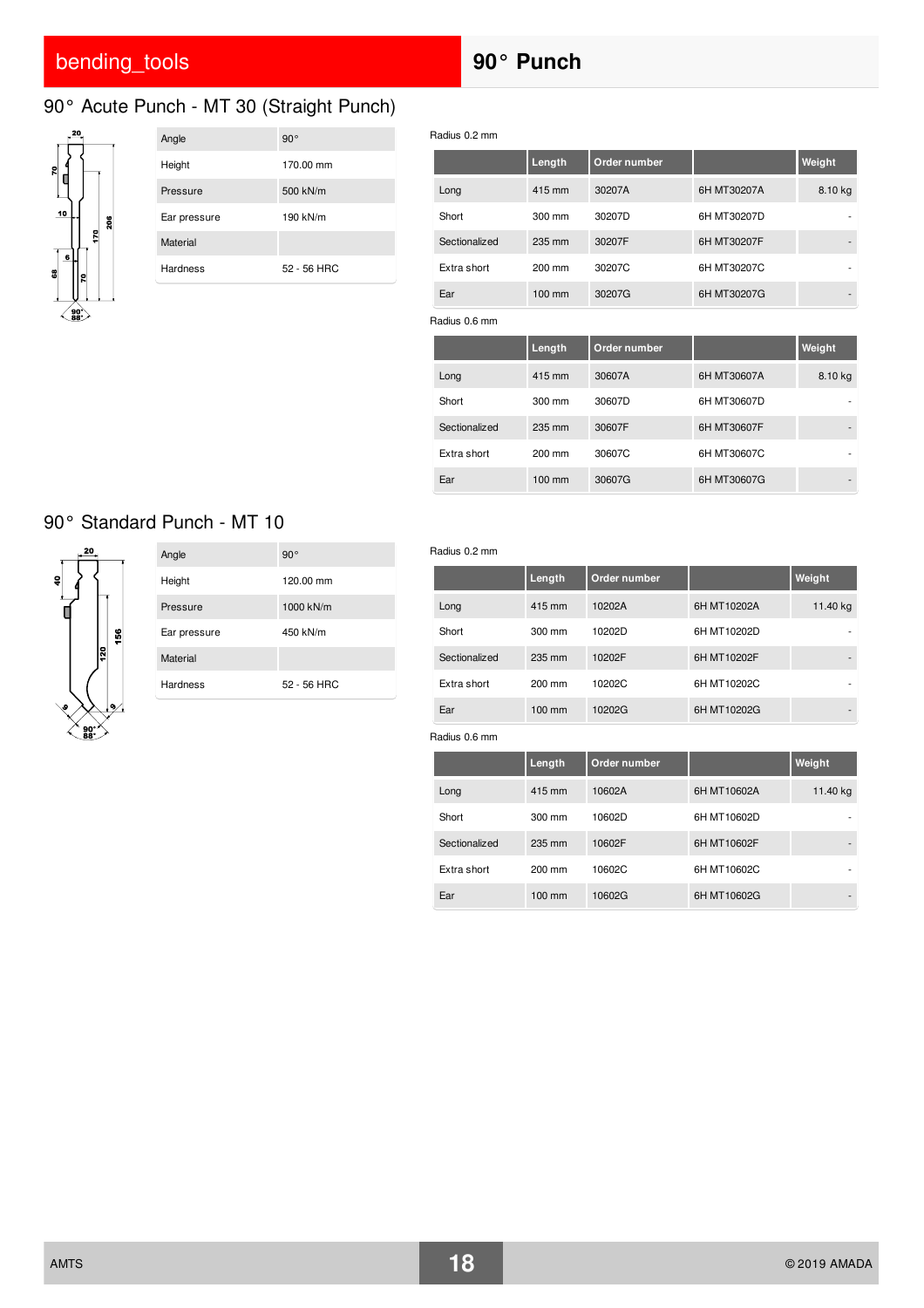## 90° Punch

### 90° Acute Punch - MT 30 (Straight Punch)

| Angle | 90° |
|---|---|
| Height | 170.00 mm |
| Pressure | 500 kN/m |
| Ear pressure | 190 kN/m |
| Material | |
| Hardness | 52 - 56 HRC |

Radius 0.2 mm

| | Length | Order number | | Weight |
|---|---|---|---|---|
| Long | 415 mm | 30207A | 6H MT30207A | 8.10 kg |
| Short | 300 mm | 30207D | 6H MT30207D | - |
| Sectionalized | 235 mm | 30207F | 6H MT30207F | - |
| Extra short | 200 mm | 30207C | 6H MT30207C | - |
| Ear | 100 mm | 30207G | 6H MT30207G | - |

Radius 0.6 mm

| | Length | Order number | | Weight |
|---|---|---|---|---|
| Long | 415 mm | 30607A | 6H MT30607A | 8.10 kg |
| Short | 300 mm | 30607D | 6H MT30607D | - |
| Sectionalized | 235 mm | 30607F | 6H MT30607F | - |
| Extra short | 200 mm | 30607C | 6H MT30607C | - |
| Ear | 100 mm | 30607G | 6H MT30607G | - |

### 90° Standard Punch - MT 10

| Angle | 90° |
|---|---|
| Height | 120.00 mm |
| Pressure | 1000 kN/m |
| Ear pressure | 450 kN/m |
| Material | |
| Hardness | 52 - 56 HRC |

Radius 0.2 mm

| | Length | Order number | | Weight |
|---|---|---|---|---|
| Long | 415 mm | 10202A | 6H MT10202A | 11.40 kg |
| Short | 300 mm | 10202D | 6H MT10202D | - |
| Sectionalized | 235 mm | 10202F | 6H MT10202F | - |
| Extra short | 200 mm | 10202C | 6H MT10202C | - |
| Ear | 100 mm | 10202G | 6H MT10202G | - |

Radius 0.6 mm

| | Length | Order number | | Weight |
|---|---|---|---|---|
| Long | 415 mm | 10602A | 6H MT10602A | 11.40 kg |
| Short | 300 mm | 10602D | 6H MT10602D | - |
| Sectionalized | 235 mm | 10602F | 6H MT10602F | - |
| Extra short | 200 mm | 10602C | 6H MT10602C | - |
| Ear | 100 mm | 10602G | 6H MT10602G | - |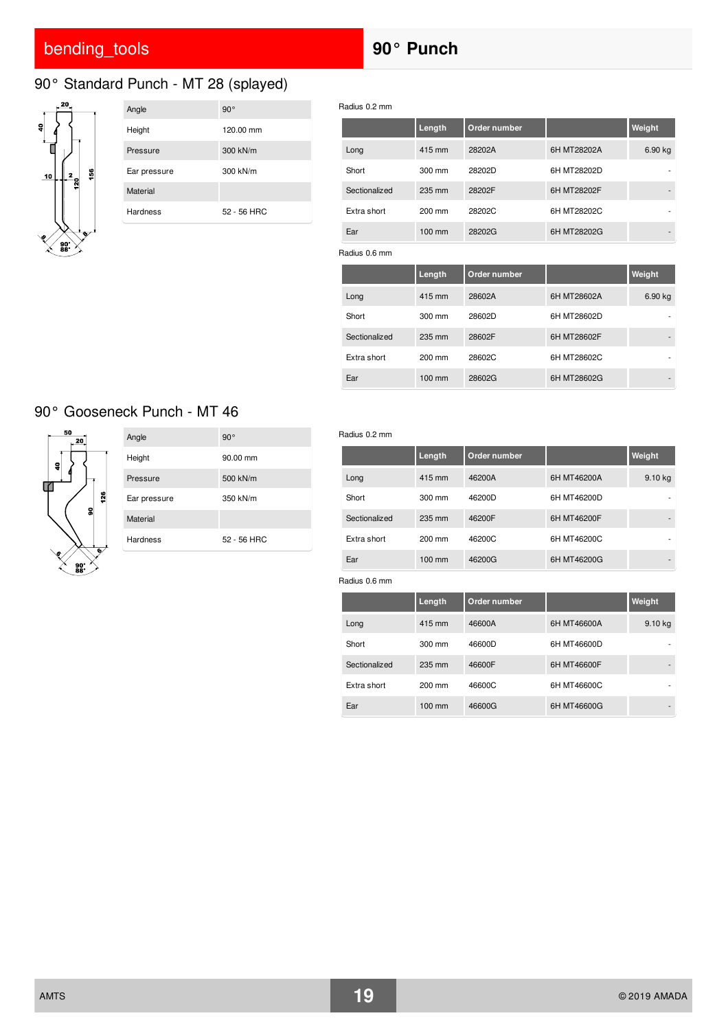## 90° Punch

### 90° Standard Punch - MT 28 (splayed)

| Angle | 90° |
|---|---|
| Height | 120.00 mm |
| Pressure | 300 kN/m |
| Ear pressure | 300 kN/m |
| Material | |
| Hardness | 52 - 56 HRC |

Radius 0.2 mm

| | Length | Order number | | Weight |
|---|---|---|---|---|
| Long | 415 mm | 28202A | 6H MT28202A | 6.90 kg |
| Short | 300 mm | 28202D | 6H MT28202D | - |
| Sectionalized | 235 mm | 28202F | 6H MT28202F | - |
| Extra short | 200 mm | 28202C | 6H MT28202C | - |
| Ear | 100 mm | 28202G | 6H MT28202G | - |

Radius 0.6 mm

| | Length | Order number | | Weight |
|---|---|---|---|---|
| Long | 415 mm | 28602A | 6H MT28602A | 6.90 kg |
| Short | 300 mm | 28602D | 6H MT28602D | - |
| Sectionalized | 235 mm | 28602F | 6H MT28602F | - |
| Extra short | 200 mm | 28602C | 6H MT28602C | - |
| Ear | 100 mm | 28602G | 6H MT28602G | - |

### 90° Gooseneck Punch - MT 46

| Angle | 90° |
|---|---|
| Height | 90.00 mm |
| Pressure | 500 kN/m |
| Ear pressure | 350 kN/m |
| Material | |
| Hardness | 52 - 56 HRC |

Radius 0.2 mm

| | Length | Order number | | Weight |
|---|---|---|---|---|
| Long | 415 mm | 46200A | 6H MT46200A | 9.10 kg |
| Short | 300 mm | 46200D | 6H MT46200D | - |
| Sectionalized | 235 mm | 46200F | 6H MT46200F | - |
| Extra short | 200 mm | 46200C | 6H MT46200C | - |
| Ear | 100 mm | 46200G | 6H MT46200G | - |

Radius 0.6 mm

| | Length | Order number | | Weight |
|---|---|---|---|---|
| Long | 415 mm | 46600A | 6H MT46600A | 9.10 kg |
| Short | 300 mm | 46600D | 6H MT46600D | - |
| Sectionalized | 235 mm | 46600F | 6H MT46600F | - |
| Extra short | 200 mm | 46600C | 6H MT46600C | - |
| Ear | 100 mm | 46600G | 6H MT46600G | - |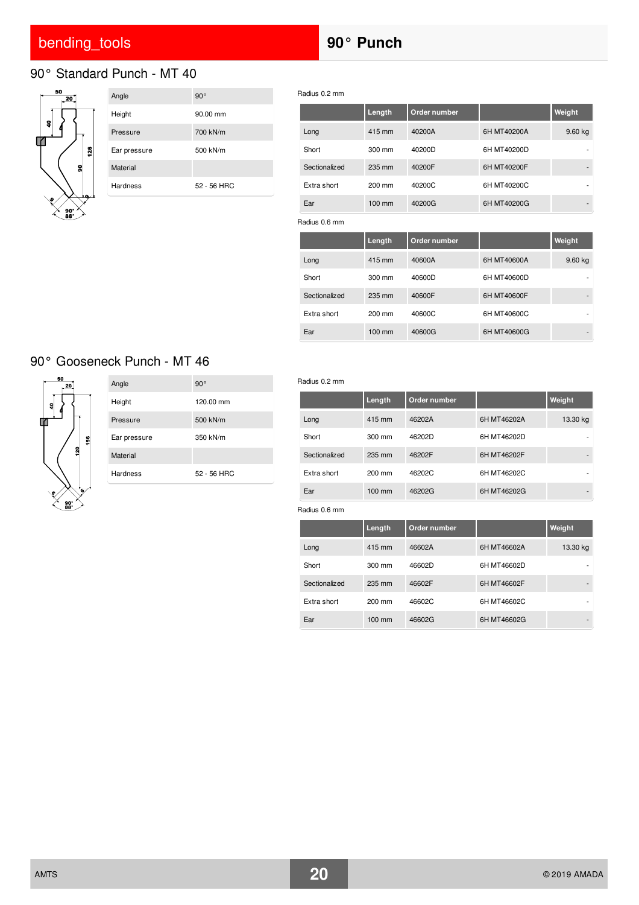# bending_tools

# 90° Punch

## 90° Standard Punch - MT 40

| Angle | 90° |
|---|---|
| Height | 90.00 mm |
| Pressure | 700 kN/m |
| Ear pressure | 500 kN/m |
| Material | |
| Hardness | 52 - 56 HRC |

Radius 0.2 mm

| | Length | Order number | | Weight |
|---|---|---|---|---|
| Long | 415 mm | 40200A | 6H MT40200A | 9.60 kg |
| Short | 300 mm | 40200D | 6H MT40200D | - |
| Sectionalized | 235 mm | 40200F | 6H MT40200F | - |
| Extra short | 200 mm | 40200C | 6H MT40200C | - |
| Ear | 100 mm | 40200G | 6H MT40200G | - |

Radius 0.6 mm

| | Length | Order number | | Weight |
|---|---|---|---|---|
| Long | 415 mm | 40600A | 6H MT40600A | 9.60 kg |
| Short | 300 mm | 40600D | 6H MT40600D | - |
| Sectionalized | 235 mm | 40600F | 6H MT40600F | - |
| Extra short | 200 mm | 40600C | 6H MT40600C | - |
| Ear | 100 mm | 40600G | 6H MT40600G | - |

## 90° Gooseneck Punch - MT 46

| Angle | 90° |
|---|---|
| Height | 120.00 mm |
| Pressure | 500 kN/m |
| Ear pressure | 350 kN/m |
| Material | |
| Hardness | 52 - 56 HRC |

Radius 0.2 mm

| | Length | Order number | | Weight |
|---|---|---|---|---|
| Long | 415 mm | 46202A | 6H MT46202A | 13.30 kg |
| Short | 300 mm | 46202D | 6H MT46202D | - |
| Sectionalized | 235 mm | 46202F | 6H MT46202F | - |
| Extra short | 200 mm | 46202C | 6H MT46202C | - |
| Ear | 100 mm | 46202G | 6H MT46202G | - |

Radius 0.6 mm

| | Length | Order number | | Weight |
|---|---|---|---|---|
| Long | 415 mm | 46602A | 6H MT46602A | 13.30 kg |
| Short | 300 mm | 46602D | 6H MT46602D | - |
| Sectionalized | 235 mm | 46602F | 6H MT46602F | - |
| Extra short | 200 mm | 46602C | 6H MT46602C | - |
| Ear | 100 mm | 46602G | 6H MT46602G | - |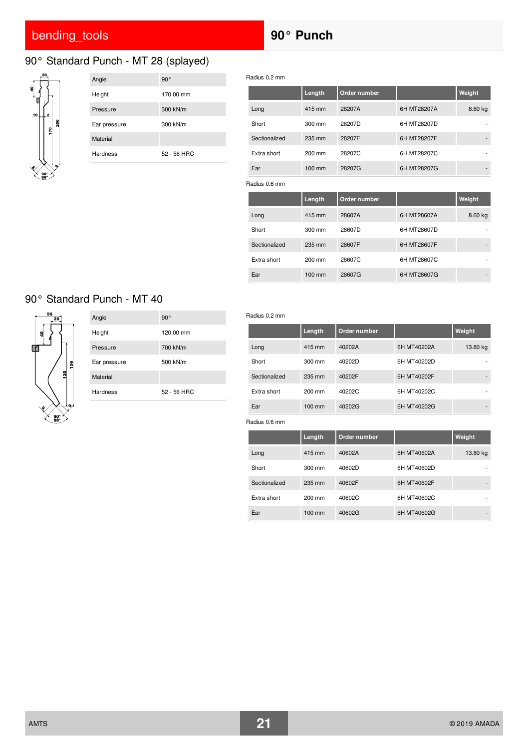## 90° Standard Punch - MT 28 (splayed)

| Angle | 90° |
|---|---|
| Height | 170.00 mm |
| Pressure | 300 kN/m |
| Ear pressure | 300 kN/m |
| Material | |
| Hardness | 52 - 56 HRC |

Radius 0.2 mm

| | Length | Order number | | Weight |
|---|---|---|---|---|
| Long | 415 mm | 28207A | 6H MT28207A | 8.60 kg |
| Short | 300 mm | 28207D | 6H MT28207D | - |
| Sectionalized | 235 mm | 28207F | 6H MT28207F | - |
| Extra short | 200 mm | 28207C | 6H MT28207C | - |
| Ear | 100 mm | 28207G | 6H MT28207G | - |

Radius 0.6 mm

| | Length | Order number | | Weight |
|---|---|---|---|---|
| Long | 415 mm | 28607A | 6H MT28607A | 8.60 kg |
| Short | 300 mm | 28607D | 6H MT28607D | - |
| Sectionalized | 235 mm | 28607F | 6H MT28607F | - |
| Extra short | 200 mm | 28607C | 6H MT28607C | - |
| Ear | 100 mm | 28607G | 6H MT28607G | - |

## 90° Standard Punch - MT 40

| Angle | 90° |
|---|---|
| Height | 120.00 mm |
| Pressure | 700 kN/m |
| Ear pressure | 500 kN/m |
| Material | |
| Hardness | 52 - 56 HRC |

Radius 0.2 mm

| | Length | Order number | | Weight |
|---|---|---|---|---|
| Long | 415 mm | 40202A | 6H MT40202A | 13.80 kg |
| Short | 300 mm | 40202D | 6H MT40202D | - |
| Sectionalized | 235 mm | 40202F | 6H MT40202F | - |
| Extra short | 200 mm | 40202C | 6H MT40202C | - |
| Ear | 100 mm | 40202G | 6H MT40202G | - |

Radius 0.6 mm

| | Length | Order number | | Weight |
|---|---|---|---|---|
| Long | 415 mm | 40602A | 6H MT40602A | 13.80 kg |
| Short | 300 mm | 40602D | 6H MT40602D | - |
| Sectionalized | 235 mm | 40602F | 6H MT40602F | - |
| Extra short | 200 mm | 40602C | 6H MT40602C | - |
| Ear | 100 mm | 40602G | 6H MT40602G | - |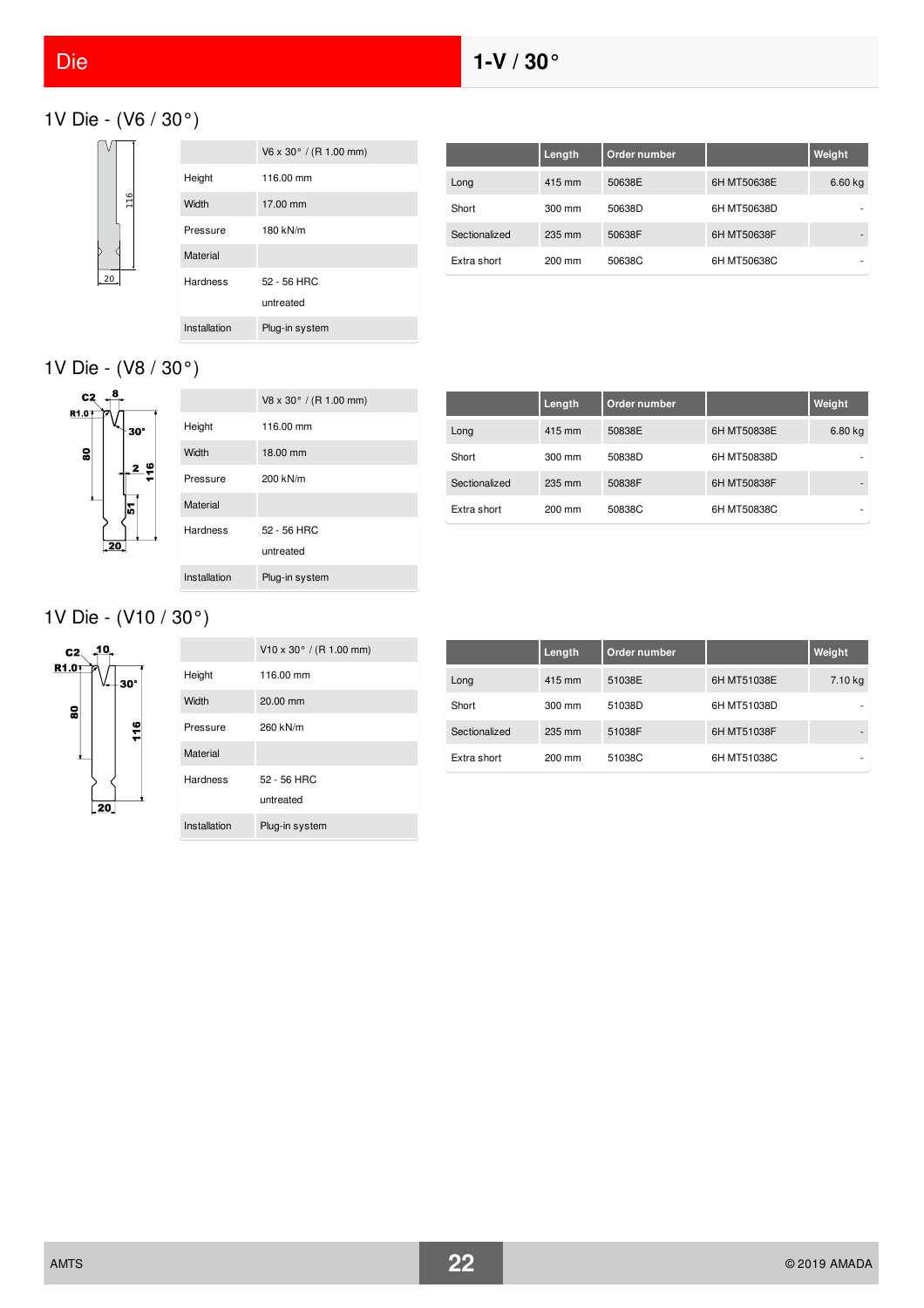# Die — 1-V / 30°

## 1V Die - (V6 / 30°)

| | V6 x 30° / (R 1.00 mm) |
|---|---|
| Height | 116.00 mm |
| Width | 17.00 mm |
| Pressure | 180 kN/m |
| Material | |
| Hardness | 52 - 56 HRC<br>untreated |
| Installation | Plug-in system |

| | Length | Order number | | Weight |
|---|---|---|---|---|
| Long | 415 mm | 50638E | 6H MT50638E | 6.60 kg |
| Short | 300 mm | 50638D | 6H MT50638D | - |
| Sectionalized | 235 mm | 50638F | 6H MT50638F | - |
| Extra short | 200 mm | 50638C | 6H MT50638C | - |

## 1V Die - (V8 / 30°)

| | V8 x 30° / (R 1.00 mm) |
|---|---|
| Height | 116.00 mm |
| Width | 18.00 mm |
| Pressure | 200 kN/m |
| Material | |
| Hardness | 52 - 56 HRC<br>untreated |
| Installation | Plug-in system |

| | Length | Order number | | Weight |
|---|---|---|---|---|
| Long | 415 mm | 50838E | 6H MT50838E | 6.80 kg |
| Short | 300 mm | 50838D | 6H MT50838D | - |
| Sectionalized | 235 mm | 50838F | 6H MT50838F | - |
| Extra short | 200 mm | 50838C | 6H MT50838C | - |

## 1V Die - (V10 / 30°)

| | V10 x 30° / (R 1.00 mm) |
|---|---|
| Height | 116.00 mm |
| Width | 20.00 mm |
| Pressure | 260 kN/m |
| Material | |
| Hardness | 52 - 56 HRC<br>untreated |
| Installation | Plug-in system |

| | Length | Order number | | Weight |
|---|---|---|---|---|
| Long | 415 mm | 51038E | 6H MT51038E | 7.10 kg |
| Short | 300 mm | 51038D | 6H MT51038D | - |
| Sectionalized | 235 mm | 51038F | 6H MT51038F | - |
| Extra short | 200 mm | 51038C | 6H MT51038C | - |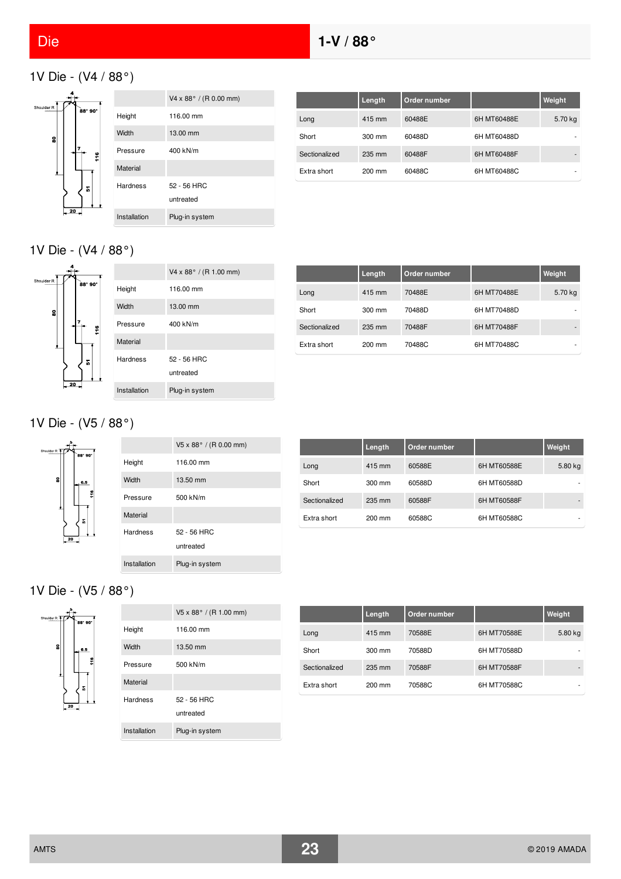# Die 1-V / 88°

## 1V Die - (V4 / 88°)

| | V4 x 88° / (R 0.00 mm) |
|---|---|
| Height | 116.00 mm |
| Width | 13.00 mm |
| Pressure | 400 kN/m |
| Material | |
| Hardness | 52 - 56 HRC<br>untreated |
| Installation | Plug-in system |

| | Length | Order number | | Weight |
|---|---|---|---|---|
| Long | 415 mm | 60488E | 6H MT60488E | 5.70 kg |
| Short | 300 mm | 60488D | 6H MT60488D | - |
| Sectionalized | 235 mm | 60488F | 6H MT60488F | - |
| Extra short | 200 mm | 60488C | 6H MT60488C | - |

## 1V Die - (V4 / 88°)

| | V4 x 88° / (R 1.00 mm) |
|---|---|
| Height | 116.00 mm |
| Width | 13.00 mm |
| Pressure | 400 kN/m |
| Material | |
| Hardness | 52 - 56 HRC<br>untreated |
| Installation | Plug-in system |

| | Length | Order number | | Weight |
|---|---|---|---|---|
| Long | 415 mm | 70488E | 6H MT70488E | 5.70 kg |
| Short | 300 mm | 70488D | 6H MT70488D | - |
| Sectionalized | 235 mm | 70488F | 6H MT70488F | - |
| Extra short | 200 mm | 70488C | 6H MT70488C | - |

## 1V Die - (V5 / 88°)

| | V5 x 88° / (R 0.00 mm) |
|---|---|
| Height | 116.00 mm |
| Width | 13.50 mm |
| Pressure | 500 kN/m |
| Material | |
| Hardness | 52 - 56 HRC<br>untreated |
| Installation | Plug-in system |

| | Length | Order number | | Weight |
|---|---|---|---|---|
| Long | 415 mm | 60588E | 6H MT60588E | 5.80 kg |
| Short | 300 mm | 60588D | 6H MT60588D | - |
| Sectionalized | 235 mm | 60588F | 6H MT60588F | - |
| Extra short | 200 mm | 60588C | 6H MT60588C | - |

## 1V Die - (V5 / 88°)

| | V5 x 88° / (R 1.00 mm) |
|---|---|
| Height | 116.00 mm |
| Width | 13.50 mm |
| Pressure | 500 kN/m |
| Material | |
| Hardness | 52 - 56 HRC<br>untreated |
| Installation | Plug-in system |

| | Length | Order number | | Weight |
|---|---|---|---|---|
| Long | 415 mm | 70588E | 6H MT70588E | 5.80 kg |
| Short | 300 mm | 70588D | 6H MT70588D | - |
| Sectionalized | 235 mm | 70588F | 6H MT70588F | - |
| Extra short | 200 mm | 70588C | 6H MT70588C | - |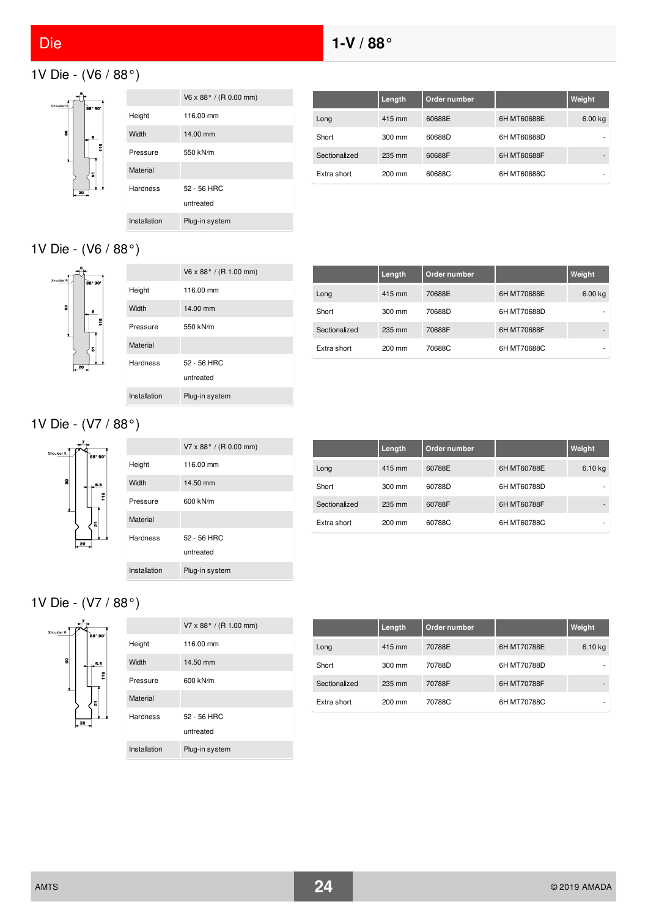# Die

## 1-V / 88°

### 1V Die - (V6 / 88°)

| | V6 x 88° / (R 0.00 mm) |
|---|---|
| Height | 116.00 mm |
| Width | 14.00 mm |
| Pressure | 550 kN/m |
| Material | |
| Hardness | 52 - 56 HRC<br>untreated |
| Installation | Plug-in system |

| | Length | Order number | | Weight |
|---|---|---|---|---|
| Long | 415 mm | 60688E | 6H MT60688E | 6.00 kg |
| Short | 300 mm | 60688D | 6H MT60688D | - |
| Sectionalized | 235 mm | 60688F | 6H MT60688F | - |
| Extra short | 200 mm | 60688C | 6H MT60688C | - |

### 1V Die - (V6 / 88°)

| | V6 x 88° / (R 1.00 mm) |
|---|---|
| Height | 116.00 mm |
| Width | 14.00 mm |
| Pressure | 550 kN/m |
| Material | |
| Hardness | 52 - 56 HRC<br>untreated |
| Installation | Plug-in system |

| | Length | Order number | | Weight |
|---|---|---|---|---|
| Long | 415 mm | 70688E | 6H MT70688E | 6.00 kg |
| Short | 300 mm | 70688D | 6H MT70688D | - |
| Sectionalized | 235 mm | 70688F | 6H MT70688F | - |
| Extra short | 200 mm | 70688C | 6H MT70688C | - |

### 1V Die - (V7 / 88°)

| | V7 x 88° / (R 0.00 mm) |
|---|---|
| Height | 116.00 mm |
| Width | 14.50 mm |
| Pressure | 600 kN/m |
| Material | |
| Hardness | 52 - 56 HRC<br>untreated |
| Installation | Plug-in system |

| | Length | Order number | | Weight |
|---|---|---|---|---|
| Long | 415 mm | 60788E | 6H MT60788E | 6.10 kg |
| Short | 300 mm | 60788D | 6H MT60788D | - |
| Sectionalized | 235 mm | 60788F | 6H MT60788F | - |
| Extra short | 200 mm | 60788C | 6H MT60788C | - |

### 1V Die - (V7 / 88°)

| | V7 x 88° / (R 1.00 mm) |
|---|---|
| Height | 116.00 mm |
| Width | 14.50 mm |
| Pressure | 600 kN/m |
| Material | |
| Hardness | 52 - 56 HRC<br>untreated |
| Installation | Plug-in system |

| | Length | Order number | | Weight |
|---|---|---|---|---|
| Long | 415 mm | 70788E | 6H MT70788E | 6.10 kg |
| Short | 300 mm | 70788D | 6H MT70788D | - |
| Sectionalized | 235 mm | 70788F | 6H MT70788F | - |
| Extra short | 200 mm | 70788C | 6H MT70788C | - |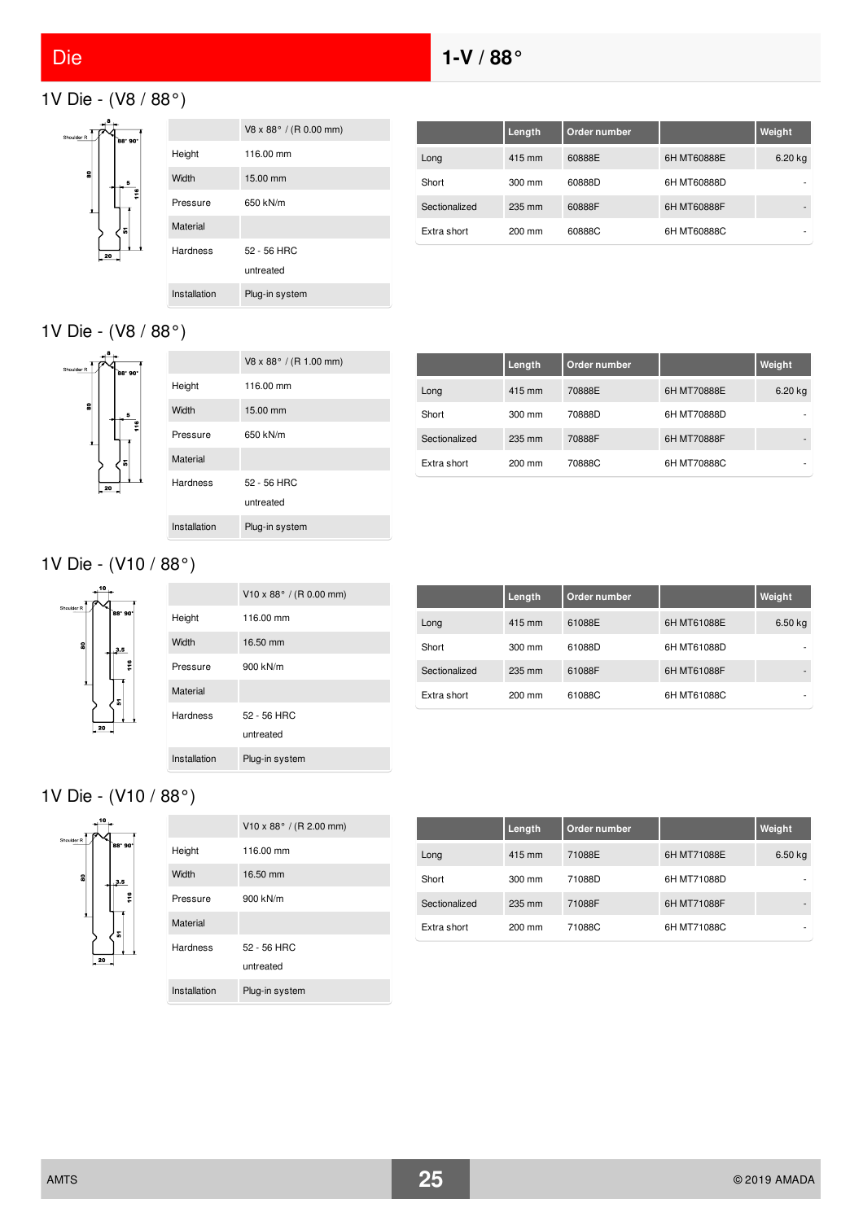# Die 1-V / 88°

## 1V Die - (V8 / 88°)

| | V8 x 88° / (R 0.00 mm) |
|---|---|
| Height | 116.00 mm |
| Width | 15.00 mm |
| Pressure | 650 kN/m |
| Material | |
| Hardness | 52 - 56 HRC<br>untreated |
| Installation | Plug-in system |

| | Length | Order number | | Weight |
|---|---|---|---|---|
| Long | 415 mm | 60888E | 6H MT60888E | 6.20 kg |
| Short | 300 mm | 60888D | 6H MT60888D | - |
| Sectionalized | 235 mm | 60888F | 6H MT60888F | - |
| Extra short | 200 mm | 60888C | 6H MT60888C | - |

## 1V Die - (V8 / 88°)

| | V8 x 88° / (R 1.00 mm) |
|---|---|
| Height | 116.00 mm |
| Width | 15.00 mm |
| Pressure | 650 kN/m |
| Material | |
| Hardness | 52 - 56 HRC<br>untreated |
| Installation | Plug-in system |

| | Length | Order number | | Weight |
|---|---|---|---|---|
| Long | 415 mm | 70888E | 6H MT70888E | 6.20 kg |
| Short | 300 mm | 70888D | 6H MT70888D | - |
| Sectionalized | 235 mm | 70888F | 6H MT70888F | - |
| Extra short | 200 mm | 70888C | 6H MT70888C | - |

## 1V Die - (V10 / 88°)

| | V10 x 88° / (R 0.00 mm) |
|---|---|
| Height | 116.00 mm |
| Width | 16.50 mm |
| Pressure | 900 kN/m |
| Material | |
| Hardness | 52 - 56 HRC<br>untreated |
| Installation | Plug-in system |

| | Length | Order number | | Weight |
|---|---|---|---|---|
| Long | 415 mm | 61088E | 6H MT61088E | 6.50 kg |
| Short | 300 mm | 61088D | 6H MT61088D | - |
| Sectionalized | 235 mm | 61088F | 6H MT61088F | - |
| Extra short | 200 mm | 61088C | 6H MT61088C | - |

## 1V Die - (V10 / 88°)

| | V10 x 88° / (R 2.00 mm) |
|---|---|
| Height | 116.00 mm |
| Width | 16.50 mm |
| Pressure | 900 kN/m |
| Material | |
| Hardness | 52 - 56 HRC<br>untreated |
| Installation | Plug-in system |

| | Length | Order number | | Weight |
|---|---|---|---|---|
| Long | 415 mm | 71088E | 6H MT71088E | 6.50 kg |
| Short | 300 mm | 71088D | 6H MT71088D | - |
| Sectionalized | 235 mm | 71088F | 6H MT71088F | - |
| Extra short | 200 mm | 71088C | 6H MT71088C | - |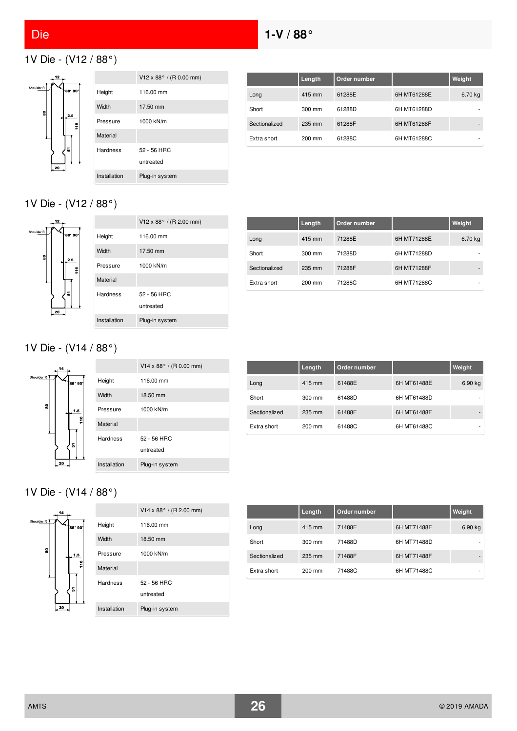# Die

## 1-V / 88°

### 1V Die - (V12 / 88°)

| | V12 x 88° / (R 0.00 mm) |
|---|---|
| Height | 116.00 mm |
| Width | 17.50 mm |
| Pressure | 1000 kN/m |
| Material | |
| Hardness | 52 - 56 HRC<br>untreated |
| Installation | Plug-in system |

| | Length | Order number | | Weight |
|---|---|---|---|---|
| Long | 415 mm | 61288E | 6H MT61288E | 6.70 kg |
| Short | 300 mm | 61288D | 6H MT61288D | - |
| Sectionalized | 235 mm | 61288F | 6H MT61288F | - |
| Extra short | 200 mm | 61288C | 6H MT61288C | - |

### 1V Die - (V12 / 88°)

| | V12 x 88° / (R 2.00 mm) |
|---|---|
| Height | 116.00 mm |
| Width | 17.50 mm |
| Pressure | 1000 kN/m |
| Material | |
| Hardness | 52 - 56 HRC<br>untreated |
| Installation | Plug-in system |

| | Length | Order number | | Weight |
|---|---|---|---|---|
| Long | 415 mm | 71288E | 6H MT71288E | 6.70 kg |
| Short | 300 mm | 71288D | 6H MT71288D | - |
| Sectionalized | 235 mm | 71288F | 6H MT71288F | - |
| Extra short | 200 mm | 71288C | 6H MT71288C | - |

### 1V Die - (V14 / 88°)

| | V14 x 88° / (R 0.00 mm) |
|---|---|
| Height | 116.00 mm |
| Width | 18.50 mm |
| Pressure | 1000 kN/m |
| Material | |
| Hardness | 52 - 56 HRC<br>untreated |
| Installation | Plug-in system |

| | Length | Order number | | Weight |
|---|---|---|---|---|
| Long | 415 mm | 61488E | 6H MT61488E | 6.90 kg |
| Short | 300 mm | 61488D | 6H MT61488D | - |
| Sectionalized | 235 mm | 61488F | 6H MT61488F | - |
| Extra short | 200 mm | 61488C | 6H MT61488C | - |

### 1V Die - (V14 / 88°)

| | V14 x 88° / (R 2.00 mm) |
|---|---|
| Height | 116.00 mm |
| Width | 18.50 mm |
| Pressure | 1000 kN/m |
| Material | |
| Hardness | 52 - 56 HRC<br>untreated |
| Installation | Plug-in system |

| | Length | Order number | | Weight |
|---|---|---|---|---|
| Long | 415 mm | 71488E | 6H MT71488E | 6.90 kg |
| Short | 300 mm | 71488D | 6H MT71488D | - |
| Sectionalized | 235 mm | 71488F | 6H MT71488F | - |
| Extra short | 200 mm | 71488C | 6H MT71488C | - |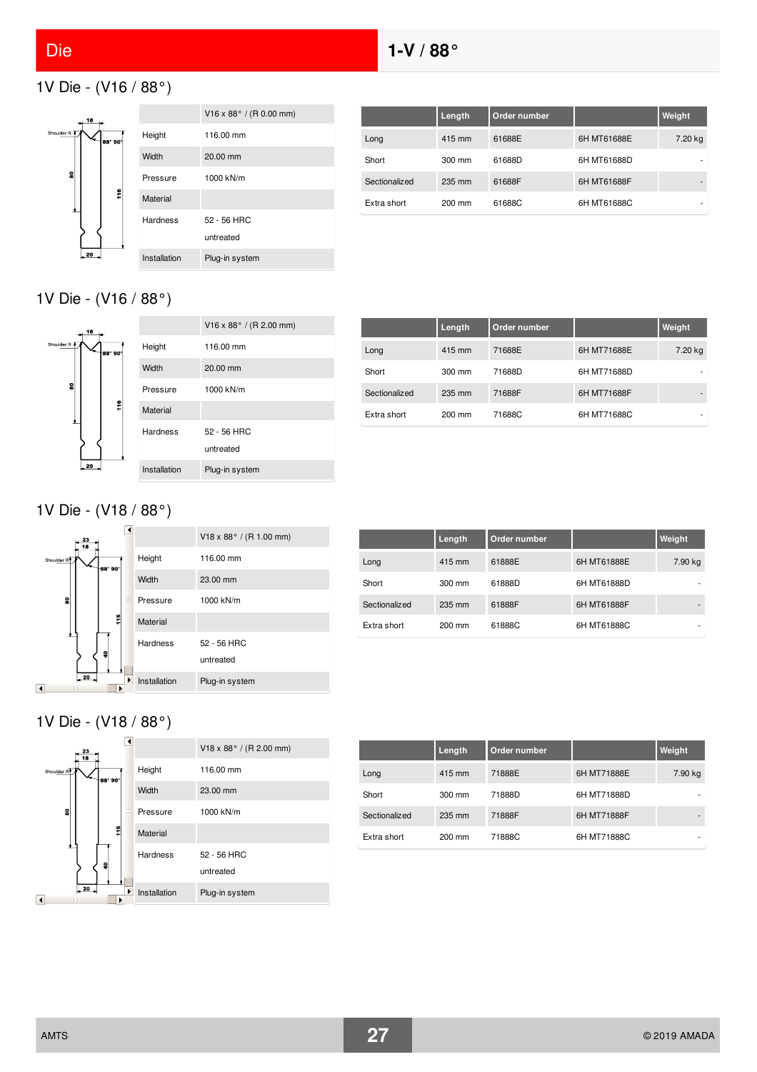# Die

## 1-V / 88°

### 1V Die - (V16 / 88°)

| | V16 x 88° / (R 0.00 mm) |
|---|---|
| Height | 116.00 mm |
| Width | 20.00 mm |
| Pressure | 1000 kN/m |
| Material | |
| Hardness | 52 - 56 HRC<br>untreated |
| Installation | Plug-in system |

| | Length | Order number | | Weight |
|---|---|---|---|---|
| Long | 415 mm | 61688E | 6H MT61688E | 7.20 kg |
| Short | 300 mm | 61688D | 6H MT61688D | - |
| Sectionalized | 235 mm | 61688F | 6H MT61688F | - |
| Extra short | 200 mm | 61688C | 6H MT61688C | - |

### 1V Die - (V16 / 88°)

| | V16 x 88° / (R 2.00 mm) |
|---|---|
| Height | 116.00 mm |
| Width | 20.00 mm |
| Pressure | 1000 kN/m |
| Material | |
| Hardness | 52 - 56 HRC<br>untreated |
| Installation | Plug-in system |

| | Length | Order number | | Weight |
|---|---|---|---|---|
| Long | 415 mm | 71688E | 6H MT71688E | 7.20 kg |
| Short | 300 mm | 71688D | 6H MT71688D | - |
| Sectionalized | 235 mm | 71688F | 6H MT71688F | - |
| Extra short | 200 mm | 71688C | 6H MT71688C | - |

### 1V Die - (V18 / 88°)

| | V18 x 88° / (R 1.00 mm) |
|---|---|
| Height | 116.00 mm |
| Width | 23.00 mm |
| Pressure | 1000 kN/m |
| Material | |
| Hardness | 52 - 56 HRC<br>untreated |
| Installation | Plug-in system |

| | Length | Order number | | Weight |
|---|---|---|---|---|
| Long | 415 mm | 61888E | 6H MT61888E | 7.90 kg |
| Short | 300 mm | 61888D | 6H MT61888D | - |
| Sectionalized | 235 mm | 61888F | 6H MT61888F | - |
| Extra short | 200 mm | 61888C | 6H MT61888C | - |

### 1V Die - (V18 / 88°)

| | V18 x 88° / (R 2.00 mm) |
|---|---|
| Height | 116.00 mm |
| Width | 23.00 mm |
| Pressure | 1000 kN/m |
| Material | |
| Hardness | 52 - 56 HRC<br>untreated |
| Installation | Plug-in system |

| | Length | Order number | | Weight |
|---|---|---|---|---|
| Long | 415 mm | 71888E | 6H MT71888E | 7.90 kg |
| Short | 300 mm | 71888D | 6H MT71888D | - |
| Sectionalized | 235 mm | 71888F | 6H MT71888F | - |
| Extra short | 200 mm | 71888C | 6H MT71888C | - |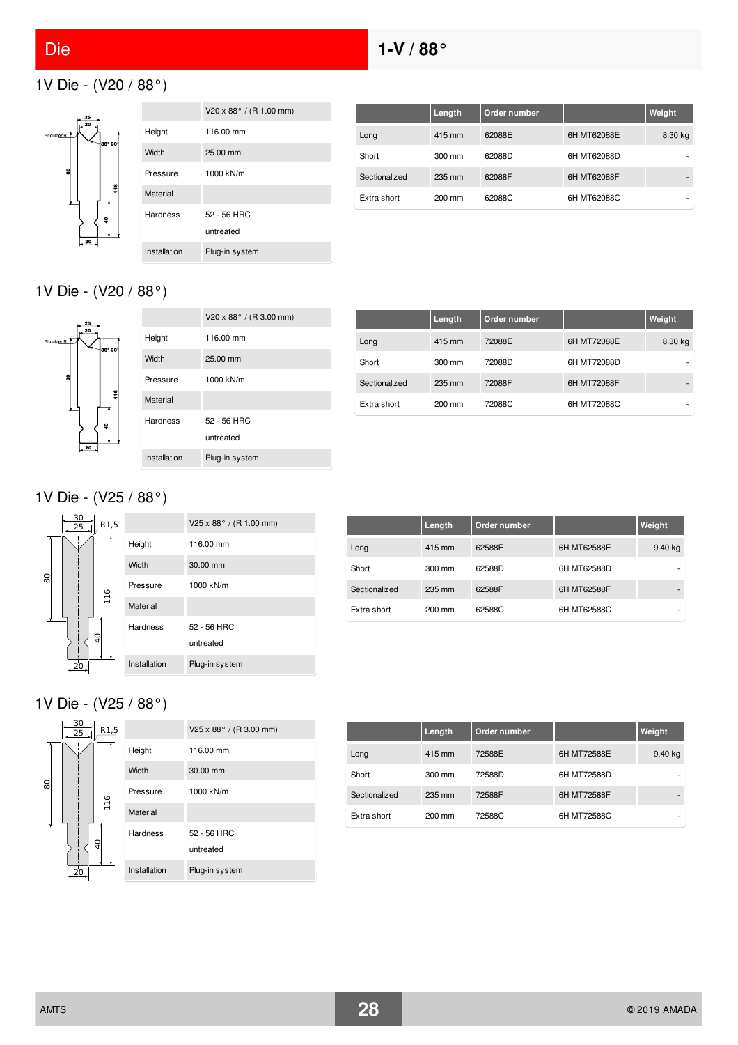# Die

## 1-V / 88°

### 1V Die - (V20 / 88°)

| | V20 x 88° / (R 1.00 mm) |
|---|---|
| Height | 116.00 mm |
| Width | 25.00 mm |
| Pressure | 1000 kN/m |
| Material | |
| Hardness | 52 - 56 HRC untreated |
| Installation | Plug-in system |

| | Length | Order number | | Weight |
|---|---|---|---|---|
| Long | 415 mm | 62088E | 6H MT62088E | 8.30 kg |
| Short | 300 mm | 62088D | 6H MT62088D | - |
| Sectionalized | 235 mm | 62088F | 6H MT62088F | - |
| Extra short | 200 mm | 62088C | 6H MT62088C | - |

### 1V Die - (V20 / 88°)

| | V20 x 88° / (R 3.00 mm) |
|---|---|
| Height | 116.00 mm |
| Width | 25.00 mm |
| Pressure | 1000 kN/m |
| Material | |
| Hardness | 52 - 56 HRC untreated |
| Installation | Plug-in system |

| | Length | Order number | | Weight |
|---|---|---|---|---|
| Long | 415 mm | 72088E | 6H MT72088E | 8.30 kg |
| Short | 300 mm | 72088D | 6H MT72088D | - |
| Sectionalized | 235 mm | 72088F | 6H MT72088F | - |
| Extra short | 200 mm | 72088C | 6H MT72088C | - |

### 1V Die - (V25 / 88°)

| | V25 x 88° / (R 1.00 mm) |
|---|---|
| Height | 116.00 mm |
| Width | 30.00 mm |
| Pressure | 1000 kN/m |
| Material | |
| Hardness | 52 - 56 HRC untreated |
| Installation | Plug-in system |

| | Length | Order number | | Weight |
|---|---|---|---|---|
| Long | 415 mm | 62588E | 6H MT62588E | 9.40 kg |
| Short | 300 mm | 62588D | 6H MT62588D | - |
| Sectionalized | 235 mm | 62588F | 6H MT62588F | - |
| Extra short | 200 mm | 62588C | 6H MT62588C | - |

### 1V Die - (V25 / 88°)

| | V25 x 88° / (R 3.00 mm) |
|---|---|
| Height | 116.00 mm |
| Width | 30.00 mm |
| Pressure | 1000 kN/m |
| Material | |
| Hardness | 52 - 56 HRC untreated |
| Installation | Plug-in system |

| | Length | Order number | | Weight |
|---|---|---|---|---|
| Long | 415 mm | 72588E | 6H MT72588E | 9.40 kg |
| Short | 300 mm | 72588D | 6H MT72588D | - |
| Sectionalized | 235 mm | 72588F | 6H MT72588F | - |
| Extra short | 200 mm | 72588C | 6H MT72588C | - |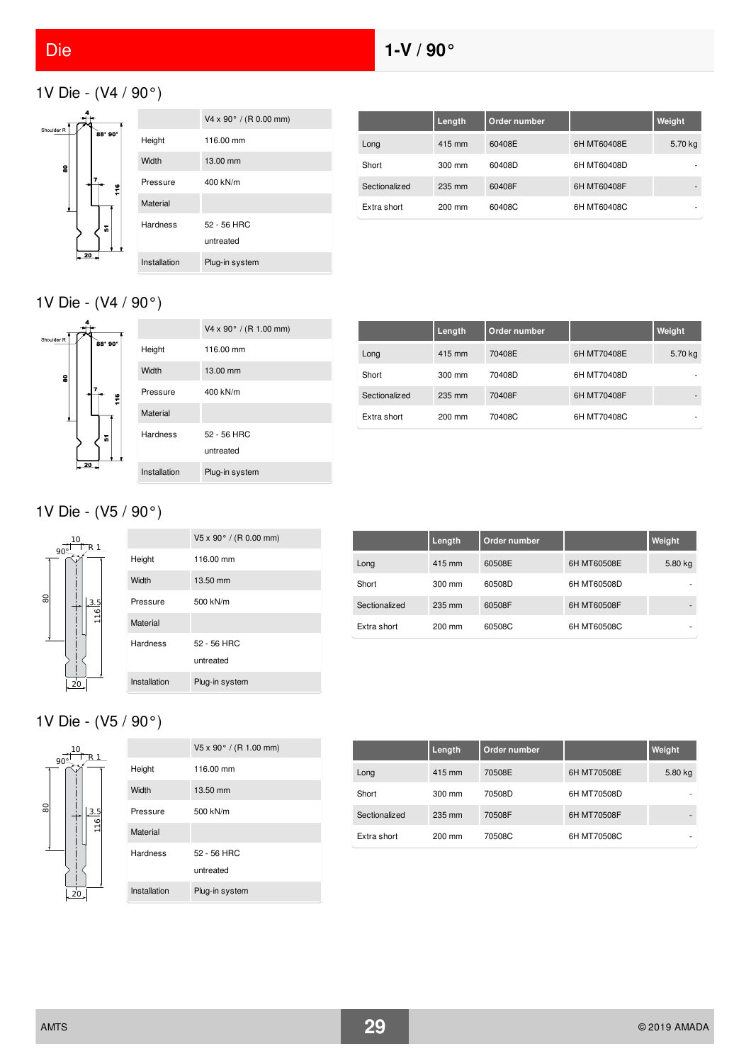# Die

## 1-V / 90°

### 1V Die - (V4 / 90°)

| | V4 x 90° / (R 0.00 mm) |
|---|---|
| Height | 116.00 mm |
| Width | 13.00 mm |
| Pressure | 400 kN/m |
| Material | |
| Hardness | 52 - 56 HRC<br>untreated |
| Installation | Plug-in system |

| | Length | Order number | | Weight |
|---|---|---|---|---|
| Long | 415 mm | 60408E | 6H MT60408E | 5.70 kg |
| Short | 300 mm | 60408D | 6H MT60408D | - |
| Sectionalized | 235 mm | 60408F | 6H MT60408F | - |
| Extra short | 200 mm | 60408C | 6H MT60408C | - |

### 1V Die - (V4 / 90°)

| | V4 x 90° / (R 1.00 mm) |
|---|---|
| Height | 116.00 mm |
| Width | 13.00 mm |
| Pressure | 400 kN/m |
| Material | |
| Hardness | 52 - 56 HRC<br>untreated |
| Installation | Plug-in system |

| | Length | Order number | | Weight |
|---|---|---|---|---|
| Long | 415 mm | 70408E | 6H MT70408E | 5.70 kg |
| Short | 300 mm | 70408D | 6H MT70408D | - |
| Sectionalized | 235 mm | 70408F | 6H MT70408F | - |
| Extra short | 200 mm | 70408C | 6H MT70408C | - |

### 1V Die - (V5 / 90°)

| | V5 x 90° / (R 0.00 mm) |
|---|---|
| Height | 116.00 mm |
| Width | 13.50 mm |
| Pressure | 500 kN/m |
| Material | |
| Hardness | 52 - 56 HRC<br>untreated |
| Installation | Plug-in system |

| | Length | Order number | | Weight |
|---|---|---|---|---|
| Long | 415 mm | 60508E | 6H MT60508E | 5.80 kg |
| Short | 300 mm | 60508D | 6H MT60508D | - |
| Sectionalized | 235 mm | 60508F | 6H MT60508F | - |
| Extra short | 200 mm | 60508C | 6H MT60508C | - |

### 1V Die - (V5 / 90°)

| | V5 x 90° / (R 1.00 mm) |
|---|---|
| Height | 116.00 mm |
| Width | 13.50 mm |
| Pressure | 500 kN/m |
| Material | |
| Hardness | 52 - 56 HRC<br>untreated |
| Installation | Plug-in system |

| | Length | Order number | | Weight |
|---|---|---|---|---|
| Long | 415 mm | 70508E | 6H MT70508E | 5.80 kg |
| Short | 300 mm | 70508D | 6H MT70508D | - |
| Sectionalized | 235 mm | 70508F | 6H MT70508F | - |
| Extra short | 200 mm | 70508C | 6H MT70508C | - |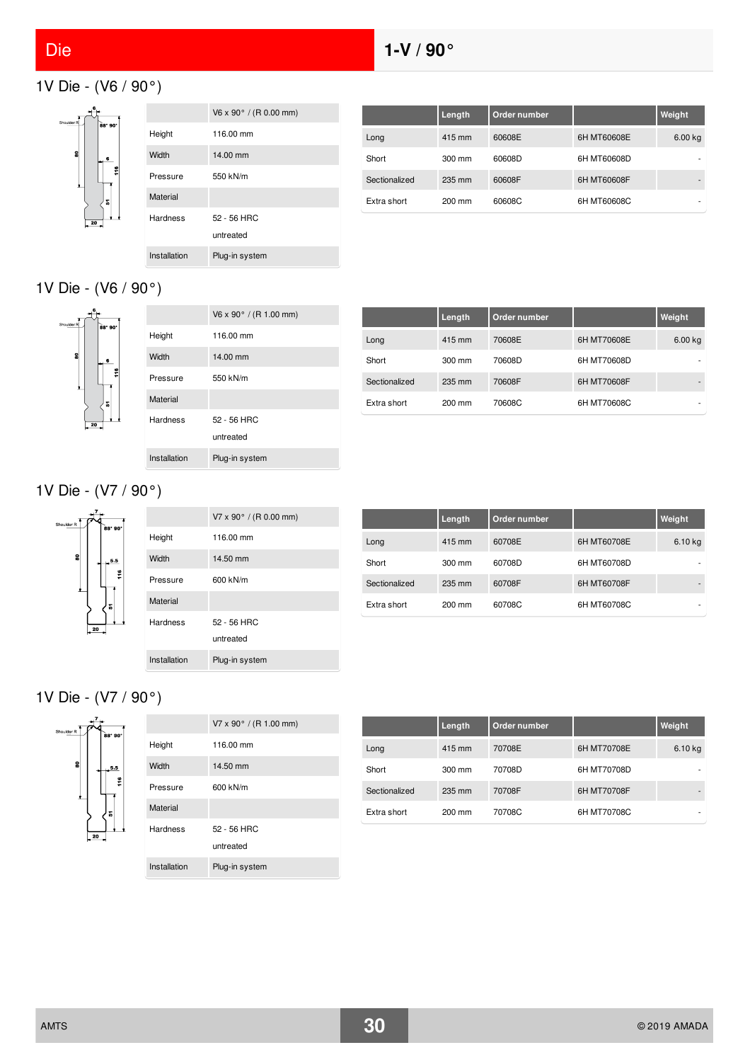# Die

## 1-V / 90°

### 1V Die - (V6 / 90°)

| | V6 x 90° / (R 0.00 mm) |
|---|---|
| Height | 116.00 mm |
| Width | 14.00 mm |
| Pressure | 550 kN/m |
| Material | |
| Hardness | 52 - 56 HRC<br>untreated |
| Installation | Plug-in system |

| | Length | Order number | | Weight |
|---|---|---|---|---|
| Long | 415 mm | 60608E | 6H MT60608E | 6.00 kg |
| Short | 300 mm | 60608D | 6H MT60608D | - |
| Sectionalized | 235 mm | 60608F | 6H MT60608F | - |
| Extra short | 200 mm | 60608C | 6H MT60608C | - |

### 1V Die - (V6 / 90°)

| | V6 x 90° / (R 1.00 mm) |
|---|---|
| Height | 116.00 mm |
| Width | 14.00 mm |
| Pressure | 550 kN/m |
| Material | |
| Hardness | 52 - 56 HRC<br>untreated |
| Installation | Plug-in system |

| | Length | Order number | | Weight |
|---|---|---|---|---|
| Long | 415 mm | 70608E | 6H MT70608E | 6.00 kg |
| Short | 300 mm | 70608D | 6H MT70608D | - |
| Sectionalized | 235 mm | 70608F | 6H MT70608F | - |
| Extra short | 200 mm | 70608C | 6H MT70608C | - |

### 1V Die - (V7 / 90°)

| | V7 x 90° / (R 0.00 mm) |
|---|---|
| Height | 116.00 mm |
| Width | 14.50 mm |
| Pressure | 600 kN/m |
| Material | |
| Hardness | 52 - 56 HRC<br>untreated |
| Installation | Plug-in system |

| | Length | Order number | | Weight |
|---|---|---|---|---|
| Long | 415 mm | 60708E | 6H MT60708E | 6.10 kg |
| Short | 300 mm | 60708D | 6H MT60708D | - |
| Sectionalized | 235 mm | 60708F | 6H MT60708F | - |
| Extra short | 200 mm | 60708C | 6H MT60708C | - |

### 1V Die - (V7 / 90°)

| | V7 x 90° / (R 1.00 mm) |
|---|---|
| Height | 116.00 mm |
| Width | 14.50 mm |
| Pressure | 600 kN/m |
| Material | |
| Hardness | 52 - 56 HRC<br>untreated |
| Installation | Plug-in system |

| | Length | Order number | | Weight |
|---|---|---|---|---|
| Long | 415 mm | 70708E | 6H MT70708E | 6.10 kg |
| Short | 300 mm | 70708D | 6H MT70708D | - |
| Sectionalized | 235 mm | 70708F | 6H MT70708F | - |
| Extra short | 200 mm | 70708C | 6H MT70708C | - |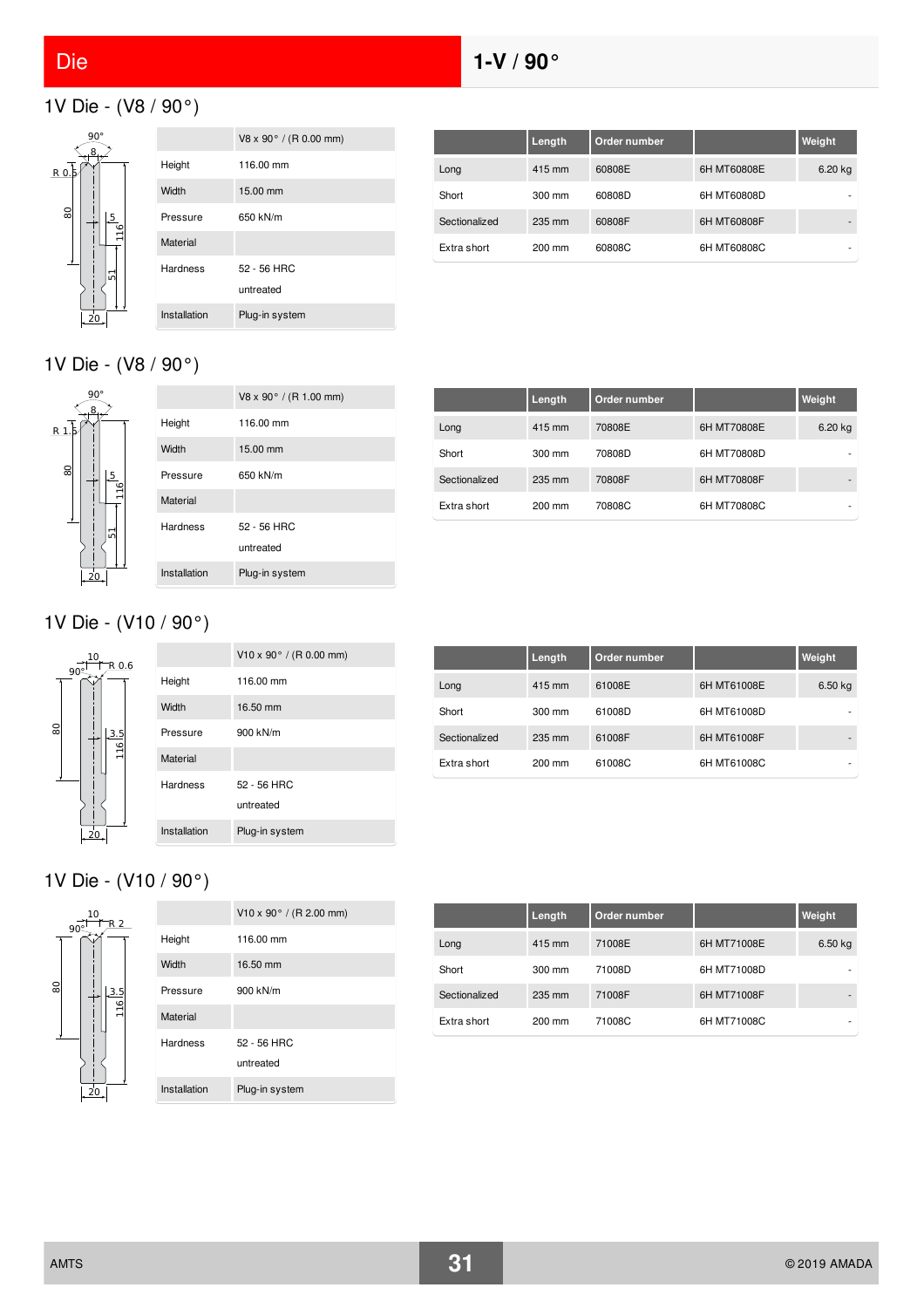## Die

## 1-V / 90°

### 1V Die - (V8 / 90°)

| | V8 x 90° / (R 0.00 mm) |
|---|---|
| Height | 116.00 mm |
| Width | 15.00 mm |
| Pressure | 650 kN/m |
| Material | |
| Hardness | 52 - 56 HRC untreated |
| Installation | Plug-in system |

| | Length | Order number | | Weight |
|---|---|---|---|---|
| Long | 415 mm | 60808E | 6H MT60808E | 6.20 kg |
| Short | 300 mm | 60808D | 6H MT60808D | - |
| Sectionalized | 235 mm | 60808F | 6H MT60808F | - |
| Extra short | 200 mm | 60808C | 6H MT60808C | - |

### 1V Die - (V8 / 90°)

| | V8 x 90° / (R 1.00 mm) |
|---|---|
| Height | 116.00 mm |
| Width | 15.00 mm |
| Pressure | 650 kN/m |
| Material | |
| Hardness | 52 - 56 HRC untreated |
| Installation | Plug-in system |

| | Length | Order number | | Weight |
|---|---|---|---|---|
| Long | 415 mm | 70808E | 6H MT70808E | 6.20 kg |
| Short | 300 mm | 70808D | 6H MT70808D | - |
| Sectionalized | 235 mm | 70808F | 6H MT70808F | - |
| Extra short | 200 mm | 70808C | 6H MT70808C | - |

### 1V Die - (V10 / 90°)

| | V10 x 90° / (R 0.00 mm) |
|---|---|
| Height | 116.00 mm |
| Width | 16.50 mm |
| Pressure | 900 kN/m |
| Material | |
| Hardness | 52 - 56 HRC untreated |
| Installation | Plug-in system |

| | Length | Order number | | Weight |
|---|---|---|---|---|
| Long | 415 mm | 61008E | 6H MT61008E | 6.50 kg |
| Short | 300 mm | 61008D | 6H MT61008D | - |
| Sectionalized | 235 mm | 61008F | 6H MT61008F | - |
| Extra short | 200 mm | 61008C | 6H MT61008C | - |

### 1V Die - (V10 / 90°)

| | V10 x 90° / (R 2.00 mm) |
|---|---|
| Height | 116.00 mm |
| Width | 16.50 mm |
| Pressure | 900 kN/m |
| Material | |
| Hardness | 52 - 56 HRC untreated |
| Installation | Plug-in system |

| | Length | Order number | | Weight |
|---|---|---|---|---|
| Long | 415 mm | 71008E | 6H MT71008E | 6.50 kg |
| Short | 300 mm | 71008D | 6H MT71008D | - |
| Sectionalized | 235 mm | 71008F | 6H MT71008F | - |
| Extra short | 200 mm | 71008C | 6H MT71008C | - |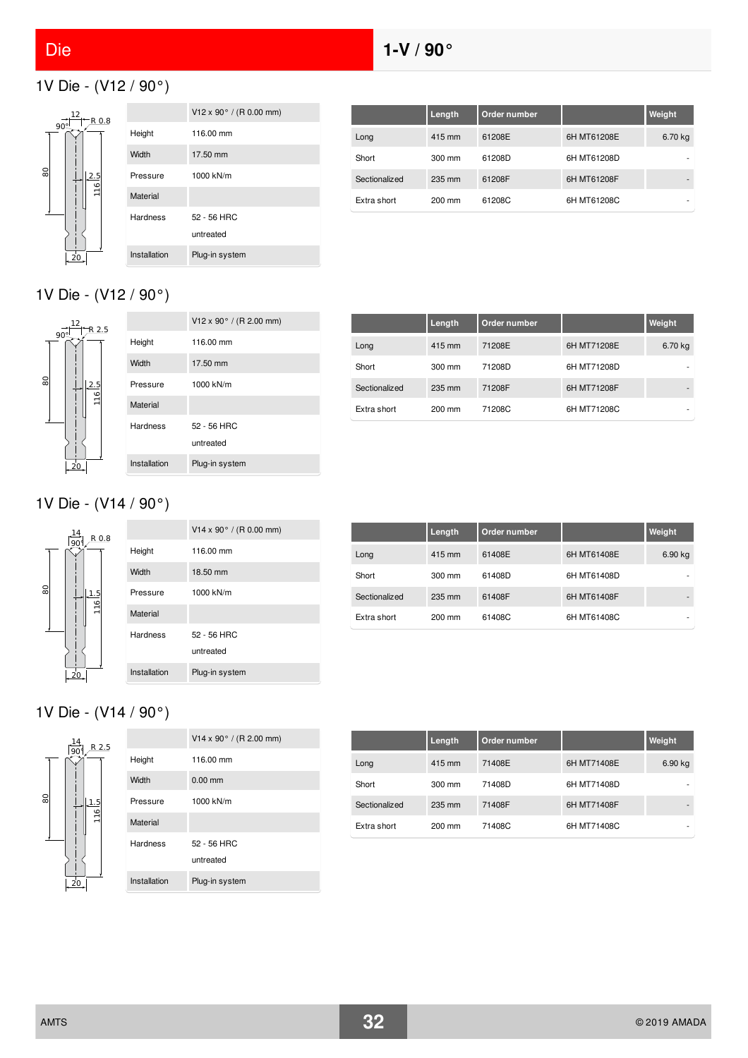# Die

## 1-V / 90°

### 1V Die - (V12 / 90°)

| | V12 x 90° / (R 0.00 mm) |
|---|---|
| Height | 116.00 mm |
| Width | 17.50 mm |
| Pressure | 1000 kN/m |
| Material | |
| Hardness | 52 - 56 HRC<br>untreated |
| Installation | Plug-in system |

| | Length | Order number | | Weight |
|---|---|---|---|---|
| Long | 415 mm | 61208E | 6H MT61208E | 6.70 kg |
| Short | 300 mm | 61208D | 6H MT61208D | - |
| Sectionalized | 235 mm | 61208F | 6H MT61208F | - |
| Extra short | 200 mm | 61208C | 6H MT61208C | - |

### 1V Die - (V12 / 90°)

| | V12 x 90° / (R 2.00 mm) |
|---|---|
| Height | 116.00 mm |
| Width | 17.50 mm |
| Pressure | 1000 kN/m |
| Material | |
| Hardness | 52 - 56 HRC<br>untreated |
| Installation | Plug-in system |

| | Length | Order number | | Weight |
|---|---|---|---|---|
| Long | 415 mm | 71208E | 6H MT71208E | 6.70 kg |
| Short | 300 mm | 71208D | 6H MT71208D | - |
| Sectionalized | 235 mm | 71208F | 6H MT71208F | - |
| Extra short | 200 mm | 71208C | 6H MT71208C | - |

### 1V Die - (V14 / 90°)

| | V14 x 90° / (R 0.00 mm) |
|---|---|
| Height | 116.00 mm |
| Width | 18.50 mm |
| Pressure | 1000 kN/m |
| Material | |
| Hardness | 52 - 56 HRC<br>untreated |
| Installation | Plug-in system |

| | Length | Order number | | Weight |
|---|---|---|---|---|
| Long | 415 mm | 61408E | 6H MT61408E | 6.90 kg |
| Short | 300 mm | 61408D | 6H MT61408D | - |
| Sectionalized | 235 mm | 61408F | 6H MT61408F | - |
| Extra short | 200 mm | 61408C | 6H MT61408C | - |

### 1V Die - (V14 / 90°)

| | V14 x 90° / (R 2.00 mm) |
|---|---|
| Height | 116.00 mm |
| Width | 0.00 mm |
| Pressure | 1000 kN/m |
| Material | |
| Hardness | 52 - 56 HRC<br>untreated |
| Installation | Plug-in system |

| | Length | Order number | | Weight |
|---|---|---|---|---|
| Long | 415 mm | 71408E | 6H MT71408E | 6.90 kg |
| Short | 300 mm | 71408D | 6H MT71408D | - |
| Sectionalized | 235 mm | 71408F | 6H MT71408F | - |
| Extra short | 200 mm | 71408C | 6H MT71408C | - |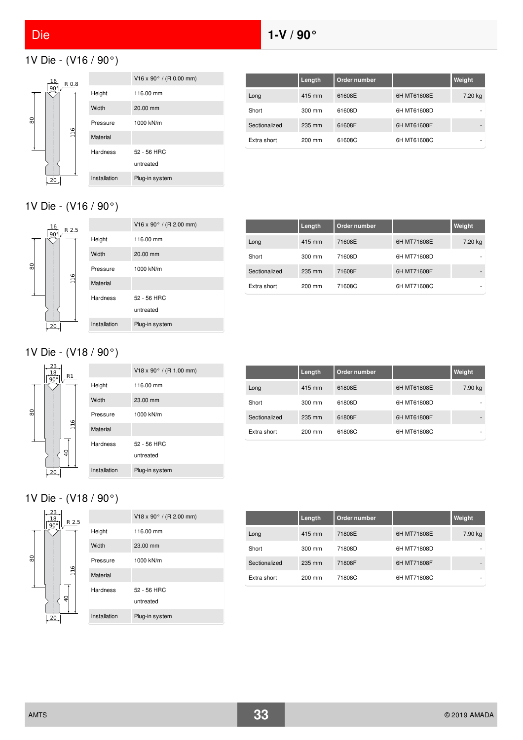## Die

## 1-V / 90°

### 1V Die - (V16 / 90°)

| | V16 x 90° / (R 0.00 mm) |
|---|---|
| Height | 116.00 mm |
| Width | 20.00 mm |
| Pressure | 1000 kN/m |
| Material | |
| Hardness | 52 - 56 HRC untreated |
| Installation | Plug-in system |

| | Length | Order number | | Weight |
|---|---|---|---|---|
| Long | 415 mm | 61608E | 6H MT61608E | 7.20 kg |
| Short | 300 mm | 61608D | 6H MT61608D | - |
| Sectionalized | 235 mm | 61608F | 6H MT61608F | - |
| Extra short | 200 mm | 61608C | 6H MT61608C | - |

### 1V Die - (V16 / 90°)

| | V16 x 90° / (R 2.00 mm) |
|---|---|
| Height | 116.00 mm |
| Width | 20.00 mm |
| Pressure | 1000 kN/m |
| Material | |
| Hardness | 52 - 56 HRC untreated |
| Installation | Plug-in system |

| | Length | Order number | | Weight |
|---|---|---|---|---|
| Long | 415 mm | 71608E | 6H MT71608E | 7.20 kg |
| Short | 300 mm | 71608D | 6H MT71608D | - |
| Sectionalized | 235 mm | 71608F | 6H MT71608F | - |
| Extra short | 200 mm | 71608C | 6H MT71608C | - |

### 1V Die - (V18 / 90°)

| | V18 x 90° / (R 1.00 mm) |
|---|---|
| Height | 116.00 mm |
| Width | 23.00 mm |
| Pressure | 1000 kN/m |
| Material | |
| Hardness | 52 - 56 HRC untreated |
| Installation | Plug-in system |

| | Length | Order number | | Weight |
|---|---|---|---|---|
| Long | 415 mm | 61808E | 6H MT61808E | 7.90 kg |
| Short | 300 mm | 61808D | 6H MT61808D | - |
| Sectionalized | 235 mm | 61808F | 6H MT61808F | - |
| Extra short | 200 mm | 61808C | 6H MT61808C | - |

### 1V Die - (V18 / 90°)

| | V18 x 90° / (R 2.00 mm) |
|---|---|
| Height | 116.00 mm |
| Width | 23.00 mm |
| Pressure | 1000 kN/m |
| Material | |
| Hardness | 52 - 56 HRC untreated |
| Installation | Plug-in system |

| | Length | Order number | | Weight |
|---|---|---|---|---|
| Long | 415 mm | 71808E | 6H MT71808E | 7.90 kg |
| Short | 300 mm | 71808D | 6H MT71808D | - |
| Sectionalized | 235 mm | 71808F | 6H MT71808F | - |
| Extra short | 200 mm | 71808C | 6H MT71808C | - |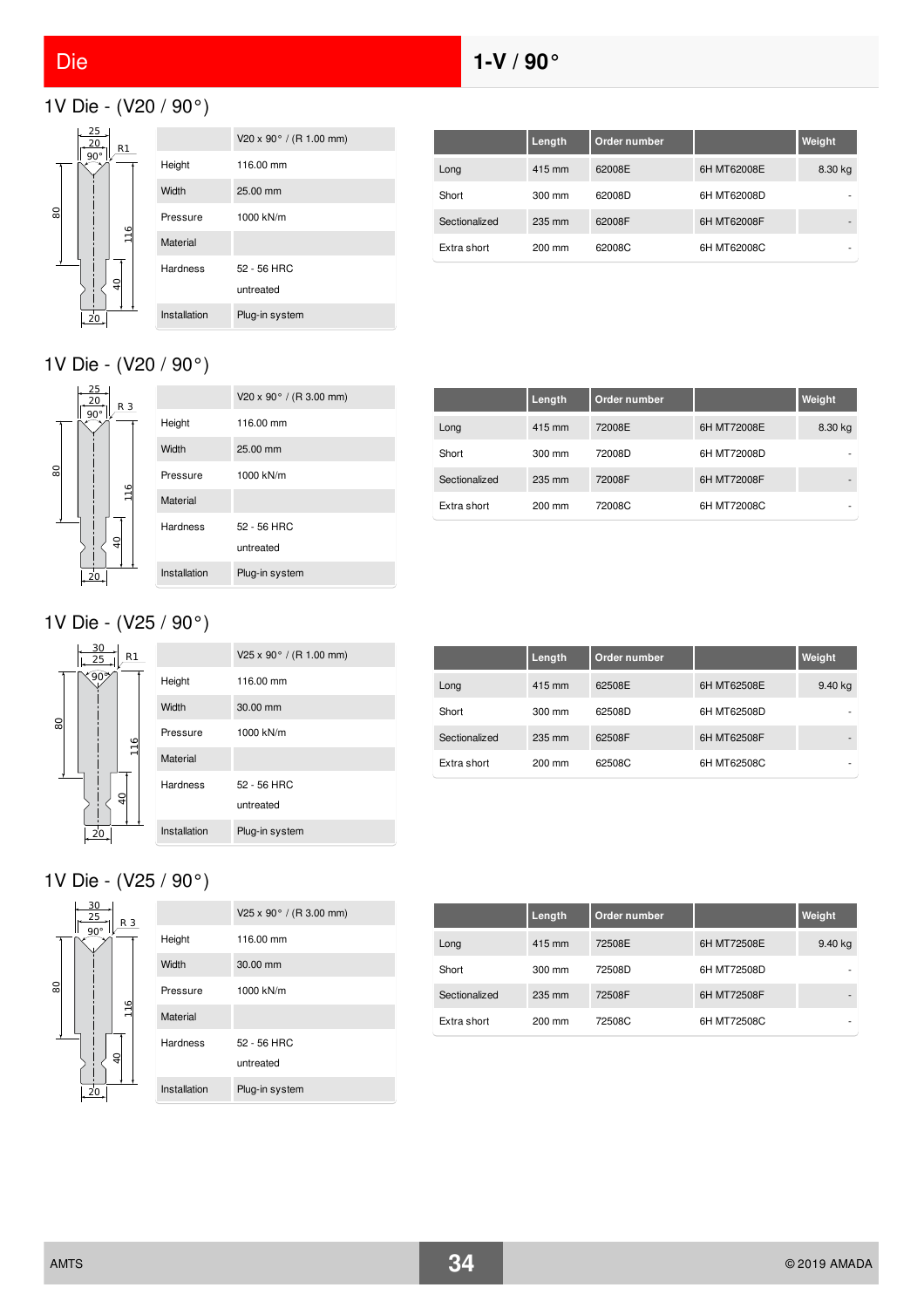# Die

## 1-V / 90°

### 1V Die - (V20 / 90°)

| | V20 x 90° / (R 1.00 mm) |
|---|---|
| Height | 116.00 mm |
| Width | 25.00 mm |
| Pressure | 1000 kN/m |
| Material | |
| Hardness | 52 - 56 HRC untreated |
| Installation | Plug-in system |

| | Length | Order number | | Weight |
|---|---|---|---|---|
| Long | 415 mm | 62008E | 6H MT62008E | 8.30 kg |
| Short | 300 mm | 62008D | 6H MT62008D | - |
| Sectionalized | 235 mm | 62008F | 6H MT62008F | - |
| Extra short | 200 mm | 62008C | 6H MT62008C | - |

### 1V Die - (V20 / 90°)

| | V20 x 90° / (R 3.00 mm) |
|---|---|
| Height | 116.00 mm |
| Width | 25.00 mm |
| Pressure | 1000 kN/m |
| Material | |
| Hardness | 52 - 56 HRC untreated |
| Installation | Plug-in system |

| | Length | Order number | | Weight |
|---|---|---|---|---|
| Long | 415 mm | 72008E | 6H MT72008E | 8.30 kg |
| Short | 300 mm | 72008D | 6H MT72008D | - |
| Sectionalized | 235 mm | 72008F | 6H MT72008F | - |
| Extra short | 200 mm | 72008C | 6H MT72008C | - |

### 1V Die - (V25 / 90°)

| | V25 x 90° / (R 1.00 mm) |
|---|---|
| Height | 116.00 mm |
| Width | 30.00 mm |
| Pressure | 1000 kN/m |
| Material | |
| Hardness | 52 - 56 HRC untreated |
| Installation | Plug-in system |

| | Length | Order number | | Weight |
|---|---|---|---|---|
| Long | 415 mm | 62508E | 6H MT62508E | 9.40 kg |
| Short | 300 mm | 62508D | 6H MT62508D | - |
| Sectionalized | 235 mm | 62508F | 6H MT62508F | - |
| Extra short | 200 mm | 62508C | 6H MT62508C | - |

### 1V Die - (V25 / 90°)

| | V25 x 90° / (R 3.00 mm) |
|---|---|
| Height | 116.00 mm |
| Width | 30.00 mm |
| Pressure | 1000 kN/m |
| Material | |
| Hardness | 52 - 56 HRC untreated |
| Installation | Plug-in system |

| | Length | Order number | | Weight |
|---|---|---|---|---|
| Long | 415 mm | 72508E | 6H MT72508E | 9.40 kg |
| Short | 300 mm | 72508D | 6H MT72508D | - |
| Sectionalized | 235 mm | 72508F | 6H MT72508F | - |
| Extra short | 200 mm | 72508C | 6H MT72508C | - |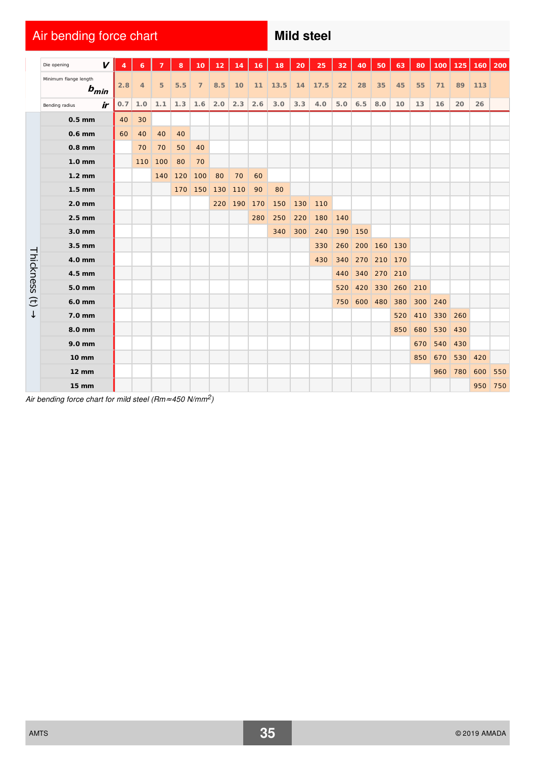# Air bending force chart

## Mild steel

| Die opening $V$ | 4 | 6 | 7 | 8 | 10 | 12 | 14 | 16 | 18 | 20 | 25 | 32 | 40 | 50 | 63 | 80 | 100 | 125 | 160 | 200 |
|---|---|---|---|---|---|---|---|---|---|---|---|---|---|---|---|---|---|---|---|---|
| Minimum flange length $b_{min}$ | 2.8 | 4 | 5 | 5.5 | 7 | 8.5 | 10 | 11 | 13.5 | 14 | 17.5 | 22 | 28 | 35 | 45 | 55 | 71 | 89 | 113 | |
| Bending radius $ir$ | 0.7 | 1.0 | 1.1 | 1.3 | 1.6 | 2.0 | 2.3 | 2.6 | 3.0 | 3.3 | 4.0 | 5.0 | 6.5 | 8.0 | 10 | 13 | 16 | 20 | 26 | |
| **Thickness (t) ↓** | | | | | | | | | | | | | | | | | | | | |
| 0.5 mm | 40 | 30 | | | | | | | | | | | | | | | | | | |
| 0.6 mm | 60 | 40 | 40 | 40 | | | | | | | | | | | | | | | | |
| 0.8 mm | | 70 | 70 | 50 | 40 | | | | | | | | | | | | | | | |
| 1.0 mm | | 110 | 100 | 80 | 70 | | | | | | | | | | | | | | | |
| 1.2 mm | | | 140 | 120 | 100 | 80 | 70 | 60 | | | | | | | | | | | | |
| 1.5 mm | | | | 170 | 150 | 130 | 110 | 90 | 80 | | | | | | | | | | | |
| 2.0 mm | | | | | | 220 | 190 | 170 | 150 | 130 | 110 | | | | | | | | | |
| 2.5 mm | | | | | | | | 280 | 250 | 220 | 180 | 140 | | | | | | | | |
| 3.0 mm | | | | | | | | | 340 | 300 | 240 | 190 | 150 | | | | | | | |
| 3.5 mm | | | | | | | | | | | 330 | 260 | 200 | 160 | 130 | | | | | |
| 4.0 mm | | | | | | | | | | | 430 | 340 | 270 | 210 | 170 | | | | | |
| 4.5 mm | | | | | | | | | | | | 440 | 340 | 270 | 210 | | | | | |
| 5.0 mm | | | | | | | | | | | | 520 | 420 | 330 | 260 | 210 | | | | |
| 6.0 mm | | | | | | | | | | | | 750 | 600 | 480 | 380 | 300 | 240 | | | |
| 7.0 mm | | | | | | | | | | | | | | | 520 | 410 | 330 | 260 | | |
| 8.0 mm | | | | | | | | | | | | | | | 850 | 680 | 530 | 430 | | |
| 9.0 mm | | | | | | | | | | | | | | | | 670 | 540 | 430 | | |
| 10 mm | | | | | | | | | | | | | | | | 850 | 670 | 530 | 420 | |
| 12 mm | | | | | | | | | | | | | | | | | 960 | 780 | 600 | 550 |
| 15 mm | | | | | | | | | | | | | | | | | | | 950 | 750 |

*Air bending force chart for mild steel ($Rm \approx 450$ N/mm$^2$)*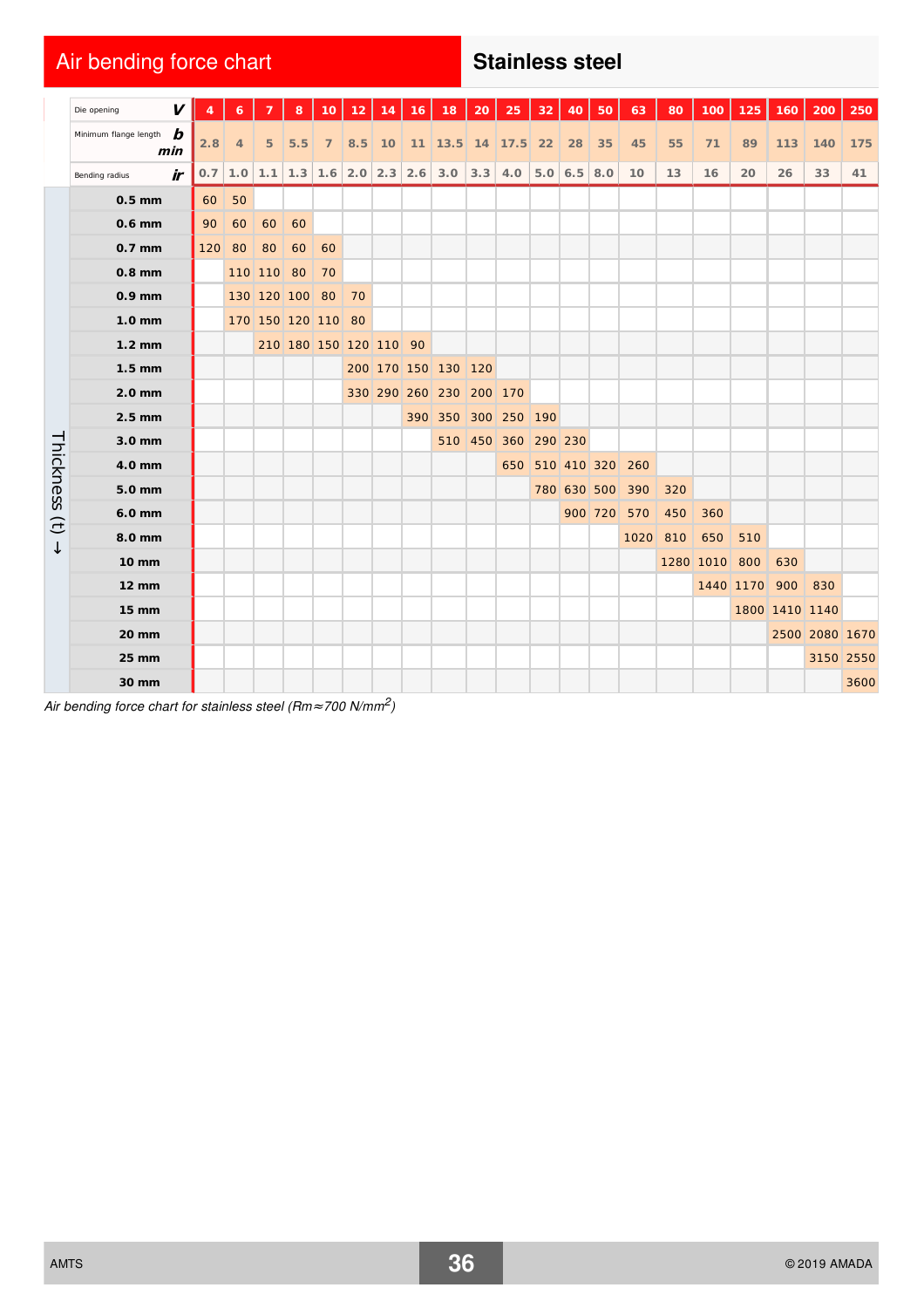# Air bending force chart

## Stainless steel

| Die opening *V* | 4 | 6 | 7 | 8 | 10 | 12 | 14 | 16 | 18 | 20 | 25 | 32 | 40 | 50 | 63 | 80 | 100 | 125 | 160 | 200 | 250 |
|---|---|---|---|---|---|---|---|---|---|---|---|---|---|---|---|---|---|---|---|---|---|
| Minimum flange length *b min* | 2.8 | 4 | 5 | 5.5 | 7 | 8.5 | 10 | 11 | 13.5 | 14 | 17.5 | 22 | 28 | 35 | 45 | 55 | 71 | 89 | 113 | 140 | 175 |
| Bending radius *ir* | 0.7 | 1.0 | 1.1 | 1.3 | 1.6 | 2.0 | 2.3 | 2.6 | 3.0 | 3.3 | 4.0 | 5.0 | 6.5 | 8.0 | 10 | 13 | 16 | 20 | 26 | 33 | 41 |
| **Thickness (t) ↓** | | | | | | | | | | | | | | | | | | | | | |
| **0.5 mm** | 60 | 50 | | | | | | | | | | | | | | | | | | | |
| **0.6 mm** | 90 | 60 | 60 | 60 | | | | | | | | | | | | | | | | | |
| **0.7 mm** | 120 | 80 | 80 | 60 | 60 | | | | | | | | | | | | | | | | |
| **0.8 mm** | | 110 | 110 | 80 | 70 | | | | | | | | | | | | | | | | |
| **0.9 mm** | | 130 | 120 | 100 | 80 | 70 | | | | | | | | | | | | | | | |
| **1.0 mm** | | 170 | 150 | 120 | 110 | 80 | | | | | | | | | | | | | | | |
| **1.2 mm** | | | 210 | 180 | 150 | 120 | 110 | 90 | | | | | | | | | | | | | |
| **1.5 mm** | | | | | | 200 | 170 | 150 | 130 | 120 | | | | | | | | | | | |
| **2.0 mm** | | | | | | 330 | 290 | 260 | 230 | 200 | 170 | | | | | | | | | | |
| **2.5 mm** | | | | | | | | 390 | 350 | 300 | 250 | 190 | | | | | | | | | |
| **3.0 mm** | | | | | | | | | 510 | 450 | 360 | 290 | 230 | | | | | | | | |
| **4.0 mm** | | | | | | | | | | | 650 | 510 | 410 | 320 | 260 | | | | | | |
| **5.0 mm** | | | | | | | | | | | | 780 | 630 | 500 | 390 | 320 | | | | | |
| **6.0 mm** | | | | | | | | | | | | | 900 | 720 | 570 | 450 | 360 | | | | |
| **8.0 mm** | | | | | | | | | | | | | | | 1020 | 810 | 650 | 510 | | | |
| **10 mm** | | | | | | | | | | | | | | | | 1280 | 1010 | 800 | 630 | | |
| **12 mm** | | | | | | | | | | | | | | | | | 1440 | 1170 | 900 | 830 | |
| **15 mm** | | | | | | | | | | | | | | | | | | 1800 | 1410 | 1140 | |
| **20 mm** | | | | | | | | | | | | | | | | | | | 2500 | 2080 | 1670 |
| **25 mm** | | | | | | | | | | | | | | | | | | | | 3150 | 2550 |
| **30 mm** | | | | | | | | | | | | | | | | | | | | | 3600 |

*Air bending force chart for stainless steel ($Rm \approx 700\ N/mm^2$)*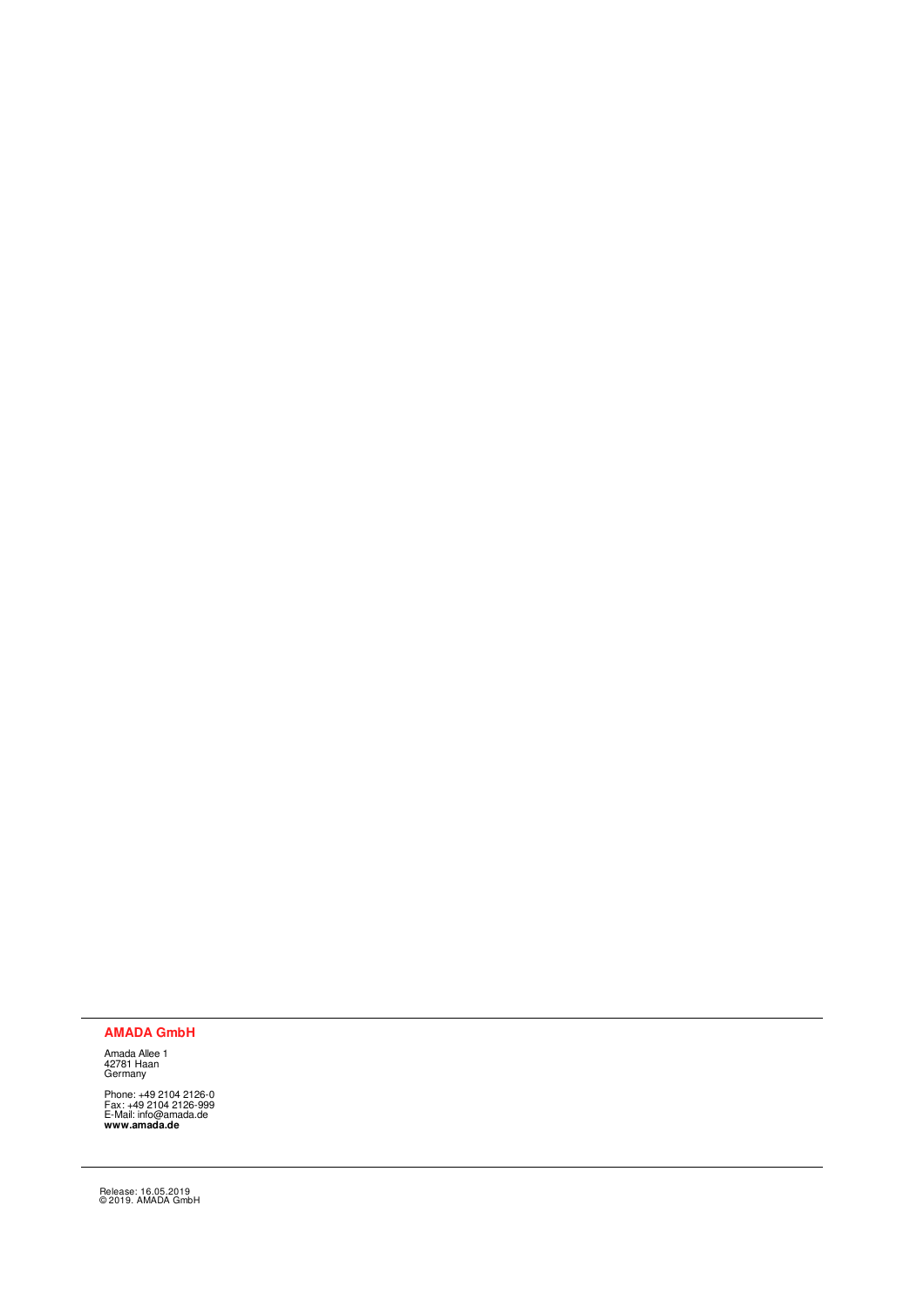**AMADA GmbH**

Amada Allee 1
42781 Haan
Germany

Phone: +49 2104 2126-0
Fax: +49 2104 2126-999
E-Mail: info@amada.de
**www.amada.de**

---

Release: 16.05.2019
© 2019. AMADA GmbH